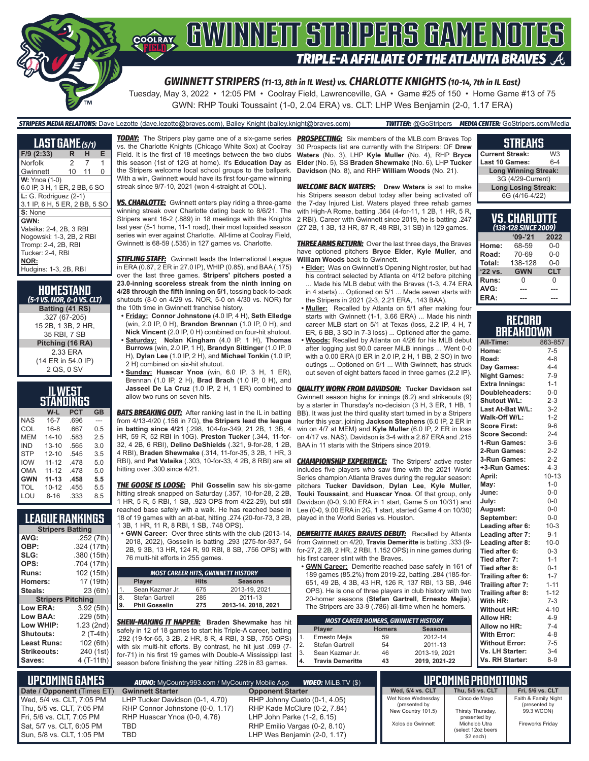# GWINNETT STRIPERS GAME NOTES

## TRIPLE-A AFFILIATE OF THE ATLANTA BRAVES

### GWINNETT STRIPERS (11-13, 8th in IL West) vs. CHARLOTTE KNIGHTS (10-14, 7th in IL East)

Tuesday, May 3, 2022 • 12:05 PM • Coolray Field, Lawrenceville, GA • Game #25 of 150 • Home Game #13 of 75

GWN: RHP Touki Toussaint (1-0, 2.04 ERA) vs. CLT: LHP Wes Benjamin (2-0, 1.17 ERA)

**STRIPERS MEDIA RELATIONS:** Dave Lezotte (dave.lezotte@braves.com), Bailey Knight (bailey.knight@braves.com) **TWITTER:** @GoStripers **MEDIA CENTER:** GoStripers.com/Media

## LAST GAME (5/1)

| F/9 (2:33) | R | H | E |
|---|---|---|---|
| Norfolk | 2 | 7 | 1 |
| Gwinnett | 10 | 11 | 0 |

**W:** Ynoa (1-0)
6.0 IP, 3 H, 1 ER, 2 BB, 6 SO

**L:** G. Rodriguez (2-1)
3.1 IP, 6 H, 5 ER, 2 BB, 5 SO

**S:** None

**GWN:**
Valaika: 2-4, 2B, 3 RBI
Nogowski: 1-3, 2B, 2 RBI
Tromp: 2-4, 2B, RBI
Tucker: 2-4, RBI

**NOR:**
Hudgins: 1-3, 2B, RBI

## HOMESTAND
*(5-1 VS. NOR, 0-0 VS. CLT)*

**Batting (41 RS)**
.327 (67-205)
15 2B, 1 3B, 2 HR,
35 RBI, 7 SB

**Pitching (16 RA)**
2.33 ERA
(14 ER in 54.0 IP)
2 QS, 0 SV

## IL WEST STANDINGS

| | W-L | PCT | GB |
|---|---|---|---|
| NAS | 16-7 | .696 | --- |
| COL | 16-8 | .667 | 0.5 |
| MEM | 14-10 | .583 | 2.5 |
| IND | 13-10 | .565 | 3.0 |
| STP | 12-10 | .545 | 3.5 |
| IOW | 11-12 | .478 | 5.0 |
| OMA | 11-12 | .478 | 5.0 |
| **GWN** | **11-13** | **.458** | **5.5** |
| TOL | 10-12 | .455 | 5.5 |
| LOU | 8-16 | .333 | 8.5 |

## LEAGUE RANKINGS

| Stripers Batting | |
|---|---|
| AVG: | .252 (7th) |
| OBP: | .324 (17th) |
| SLG: | .380 (15th) |
| OPS: | .704 (17th) |
| Runs: | 102 (15th) |
| Homers: | 17 (19th) |
| Steals: | 23 (6th) |

| Stripers Pitching | |
|---|---|
| Low ERA: | 3.92 (5th) |
| Low BAA: | .229 (5th) |
| Low WHIP: | 1.23 (2nd) |
| Shutouts: | 2 (T-4th) |
| Least Runs: | 102 (6th) |
| Strikeouts: | 240 (1st) |
| Saves: | 4 (T-11th) |

**TODAY:** The Stripers play game one of a six-game series vs. the Charlotte Knights (Chicago White Sox) at Coolray Field. It is the first of 18 meetings between the two clubs this season (1st of 12G at home). It's **Education Day** as the Stripers welcome local school groups to the ballpark. With a win, Gwinnett would have its first four-game winning streak since 9/7-10, 2021 (won 4-straight at COL).

**VS. CHARLOTTE:** Gwinnett enters play riding a three-game winning streak over Charlotte dating back to 8/6/21. The Stripers went 16-2 (.889) in 18 meetings with the Knights last year (5-1 home, 11-1 road), their most lopsided season series win ever against Charlotte. All-time at Coolray Field, Gwinnett is 68-59 (.535) in 127 games vs. Charlotte.

**STIFLING STAFF:** Gwinnett leads the International League in ERA (0.67, 2 ER in 27.0 IP), WHIP (0.85), and BAA (.175) over the last three games. **Stripers' pitchers posted a 23.0-inning scoreless streak from the ninth inning on 4/28 through the fifth inning on 5/1**, tossing back-to-back shutouts (8-0 on 4/29 vs. NOR, 5-0 on 4/30 vs. NOR) for the 10th time in Gwinnett franchise history.

- **Friday:** **Connor Johnstone** (4.0 IP, 4 H), **Seth Elledge** (win, 2.0 IP, 0 H), **Brandon Brennan** (1.0 IP, 0 H), and **Nick Vincent** (2.0 IP, 0 H) combined on four-hit shutout.
- **Saturday:** **Nolan Kingham** (4.0 IP, 1 H), **Thomas Burrows** (win, 2.0 IP, 1 H), **Brandyn Sittinger** (1.0 IP, 0 H), **Dylan Lee** (1.0 IP, 2 H), and **Michael Tonkin** (1.0 IP, 2 H) combined on six-hit shutout.
- **Sunday:** **Huascar Ynoa** (win, 6.0 IP, 3 H, 1 ER), Brennan (1.0 IP, 2 H), **Brad Brach** (1.0 IP, 0 H), and **Jasseel De La Cruz** (1.0 IP, 2 H, 1 ER) combined to allow two runs on seven hits.

**BATS BREAKING OUT:** After ranking last in the IL in batting from 4/13-4/20 (.156 in 7G), **the Stripers lead the league in batting since 4/21** (.298, 104-for-349, 21 2B, 1 3B, 4 HR, 59 R, 52 RBI in 10G). **Preston Tucker** (.344, 11-for-32, 4 2B, 6 RBI), **Delino DeShields** (.321, 9-for-28, 1 2B, 4 RBI), **Braden Shewmake** (.314, 11-for-35, 3 2B, 1 HR, 3 RBI), and **Pat Valaika** (.303, 10-for-33, 4 2B, 8 RBI) are all hitting over .300 since 4/21.

**THE GOOSE IS LOOSE:** **Phil Gosselin** saw his six-game hitting streak snapped on Saturday (.357, 10-for-28, 2 2B, 1 HR, 5 R, 5 RBI, 1 SB, .923 OPS from 4/22-29), but still reached base safely with a walk. He has reached base in 18 of 19 games with an at-bat, hitting .274 (20-for-73, 3 2B, 1 3B, 1 HR, 11 R, 8 RBI, 1 SB, .748 OPS).

- **GWN Career:** Over three stints with the club (2013-14, 2018, 2022), Gosselin is batting .293 (275-for-937, 54 2B, 9 3B, 13 HR, 124 R, 90 RBI, 8 SB, .756 OPS) with 76 multi-hit efforts in 255 games.

| MOST CAREER HITS, GWINNETT HISTORY | | | |
|---|---|---|---|
| | Player | Hits | Seasons |
| 1. | Sean Kazmar Jr. | 675 | 2013-19, 2021 |
| 8. | Stefan Gartrell | 285 | 2011-13 |
| **9.** | **Phil Gosselin** | **275** | **2013-14, 2018, 2021** |

**SHEW-MAKING IT HAPPEN:** **Braden Shewmake** has hit safely in 12 of 18 games to start his Triple-A career, batting .292 (19-for-65, 3 2B, 2 HR, 8 R, 4 RBI, 3 SB, .755 OPS) with six multi-hit efforts. By contrast, he hit just .099 (7-for-71) in his first 19 games with Double-A Mississippi last season before finishing the year hitting .228 in 83 games.

**PROSPECTING:** Six members of the MLB.com Braves Top 30 Prospects list are currently with the Stripers: OF **Drew Waters** (No. 3), LHP **Kyle Muller** (No. 4), RHP **Bryce Elder** (No. 5), SS **Braden Shewmake** (No. 6), LHP **Tucker Davidson** (No. 8), and RHP **William Woods** (No. 21).

**WELCOME BACK WATERS:** **Drew Waters** is set to make his Stripers season debut today after being activated off the 7-day Injured List. Waters played three rehab games with High-A Rome, batting .364 (4-for-11, 1 2B, 1 HR, 5 R, 2 RBI). Career with Gwinnett since 2019, he is batting .247 (27 2B, 1 3B, 13 HR, 87 R, 48 RBI, 31 SB) in 129 games.

**THREE ARMS RETURN:** Over the last three days, the Braves have optioned pitchers **Bryce Elder**, **Kyle Muller**, and **William Woods** back to Gwinnett.

- **Elder:** Was on Gwinnett's Opening Night roster, but had his contract selected by Atlanta on 4/12 before pitching ... Made his MLB debut with the Braves (1-3, 4.74 ERA in 4 starts) ... Optioned on 5/1 ... Made seven starts with the Stripers in 2021 (2-3, 2.21 ERA, .143 BAA).
- **Muller:** Recalled by Atlanta on 5/1 after making four starts with Gwinnett (1-1, 3.66 ERA) ... Made his ninth career MLB start on 5/1 at Texas (loss, 2.2 IP, 4 H, 7 ER, 6 BB, 3 SO in 7-3 loss) ... Optioned after the game.
- **Woods:** Recalled by Atlanta on 4/26 for his MLB debut after logging just 90.0 career MiLB innings ... Went 0-0 with a 0.00 ERA (0 ER in 2.0 IP, 2 H, 1 BB, 2 SO) in two outings ... Optioned on 5/1 ... With Gwinnett, has struck out seven of eight batters faced in three games (2.2 IP).

**QUALITY WORK FROM DAVIDSON:** **Tucker Davidson** set Gwinnett season highs for innings (6.2) and strikeouts (9) by a starter in Thursday's no-decision (3 H, 3 ER, 1 HB, 1 BB). It was just the third quality start turned in by a Stripers hurler this year, joining **Jackson Stephens** (6.0 IP, 2 ER in win on 4/7 at MEM) and **Kyle Muller** (6.0 IP, 2 ER in loss on 4/17 vs. NAS). Davidson is 3-4 with a 2.67 ERA and .215 BAA in 11 starts with the Stripers since 2019.

**CHAMPIONSHIP EXPERIENCE:** The Stripers' active roster includes five players who saw time with the 2021 World Series champion Atlanta Braves during the regular season: pitchers **Tucker Davidson**, **Dylan Lee**, **Kyle Muller**, **Touki Toussaint**, and **Huascar Ynoa**. Of that group, only Davidson (0-0, 9.00 ERA in 1 start, Game 5 on 10/31) and Lee (0-0, 9.00 ERA in 2G, 1 start, started Game 4 on 10/30) played in the World Series vs. Houston.

**DEMERITTE MAKES BRAVES DEBUT:** Recalled by Atlanta from Gwinnett on 4/20, **Travis Demeritte** is batting .333 (9-for-27, 2 2B, 2 HR, 2 RBI, 1.152 OPS) in nine games during his first career stint with the Braves.

- **GWN Career:** Demeritte reached base safely in 161 of 189 games (85.2%) from 2019-22, batting .284 (185-for-651, 49 2B, 4 3B, 43 HR, 126 R, 137 RBI, 13 SB, .946 OPS). He is one of three players in club history with two 20-homer seasons (**Stefan Gartrell**, **Ernesto Mejia**). The Stripers are 33-9 (.786) all-time when he homers.

| MOST CAREER HOMERS, GWINNETT HISTORY | | | |
|---|---|---|---|
| | Player | Homers | Seasons |
| 1. | Ernesto Mejia | 59 | 2012-14 |
| 2. | Stefan Gartrell | 54 | 2011-13 |
| 3. | Sean Kazmar Jr. | 46 | 2013-19, 2021 |
| **4.** | **Travis Demeritte** | **43** | **2019, 2021-22** |

## STREAKS

| | |
|---|---|
| Current Streak: | W3 |
| Last 10 Games: | 6-4 |
| **Long Winning Streak:** | |
| 3G (4/29-Current) | |
| **Long Losing Streak:** | |
| 6G (4/16-4/22) | |

## VS. CHARLOTTE
*(138-128 SINCE 2009)*

| | '09-'21 | 2022 |
|---|---|---|
| Home: | 68-59 | 0-0 |
| Road: | 70-69 | 0-0 |
| Total: | 138-128 | 0-0 |
| '22 vs. | GWN | CLT |
| Runs: | 0 | 0 |
| AVG: | --- | --- |
| ERA: | --- | --- |

## RECORD BREAKDOWN

| | |
|---|---|
| All-Time: | 863-857 |
| Home: | 7-5 |
| Road: | 4-8 |
| Day Games: | 4-4 |
| Night Games: | 7-9 |
| Extra Innings: | 1-1 |
| Doubleheaders: | 0-0 |
| Shutout W/L: | 2-3 |
| Last At-Bat W/L: | 3-2 |
| Walk-Off W/L: | 1-2 |
| Score First: | 9-6 |
| Score Second: | 2-4 |
| 1-Run Games: | 3-6 |
| 2-Run Games: | 2-2 |
| 3-Run Games: | 2-2 |
| +3-Run Games: | 4-3 |
| April: | 10-13 |
| May: | 1-0 |
| June: | 0-0 |
| July: | 0-0 |
| August: | 0-0 |
| September: | 0-0 |
| Leading after 6: | 10-3 |
| Leading after 7: | 9-1 |
| Leading after 8: | 10-0 |
| Tied after 6: | 0-3 |
| Tied after 7: | 1-1 |
| Tied after 8: | 0-1 |
| Trailing after 6: | 1-7 |
| Trailing after 7: | 1-11 |
| Trailing after 8: | 1-12 |
| With HR: | 7-3 |
| Without HR: | 4-10 |
| Allow HR: | 4-9 |
| Allow no HR: | 7-4 |
| With Error: | 4-8 |
| Without Error: | 7-5 |
| Vs. LH Starter: | 3-4 |
| Vs. RH Starter: | 8-9 |

## UPCOMING GAMES

**AUDIO:** MyCountry993.com / MyCountry Mobile App **VIDEO:** MiLB.TV ($)

| Date / Opponent (Times ET) | Gwinnett Starter | Opponent Starter |
|---|---|---|
| Wed, 5/4 vs. CLT, 7:05 PM | LHP Tucker Davidson (0-1, 4.70) | RHP Johnny Cueto (0-1, 4.05) |
| Thu, 5/5 vs. CLT, 7:05 PM | RHP Connor Johnstone (0-0, 1.17) | RHP Kade McClure (0-2, 7.84) |
| Fri, 5/6 vs. CLT, 7:05 PM | RHP Huascar Ynoa (0-0, 4.76) | LHP John Parke (1-2, 6.15) |
| Sat, 5/7 vs. CLT, 6:05 PM | TBD | RHP Emilio Vargas (0-2, 8.10) |
| Sun, 5/8 vs. CLT, 1:05 PM | TBD | LHP Wes Benjamin (2-0, 1.17) |

## UPCOMING PROMOTIONS

| Wed, 5/4 vs. CLT | Thu, 5/5 vs. CLT | Fri, 5/6 vs. CLT |
|---|---|---|
| Wet Nose Wednesday (presented by New Country 101.5) | Cinco de Mayo | Faith & Family Night (presented by 99.3 WCON) |
| Xolos de Gwinnett | Thirsty Thursday, presented by Michelob Ultra (select 12oz beers $2 each) | Fireworks Friday |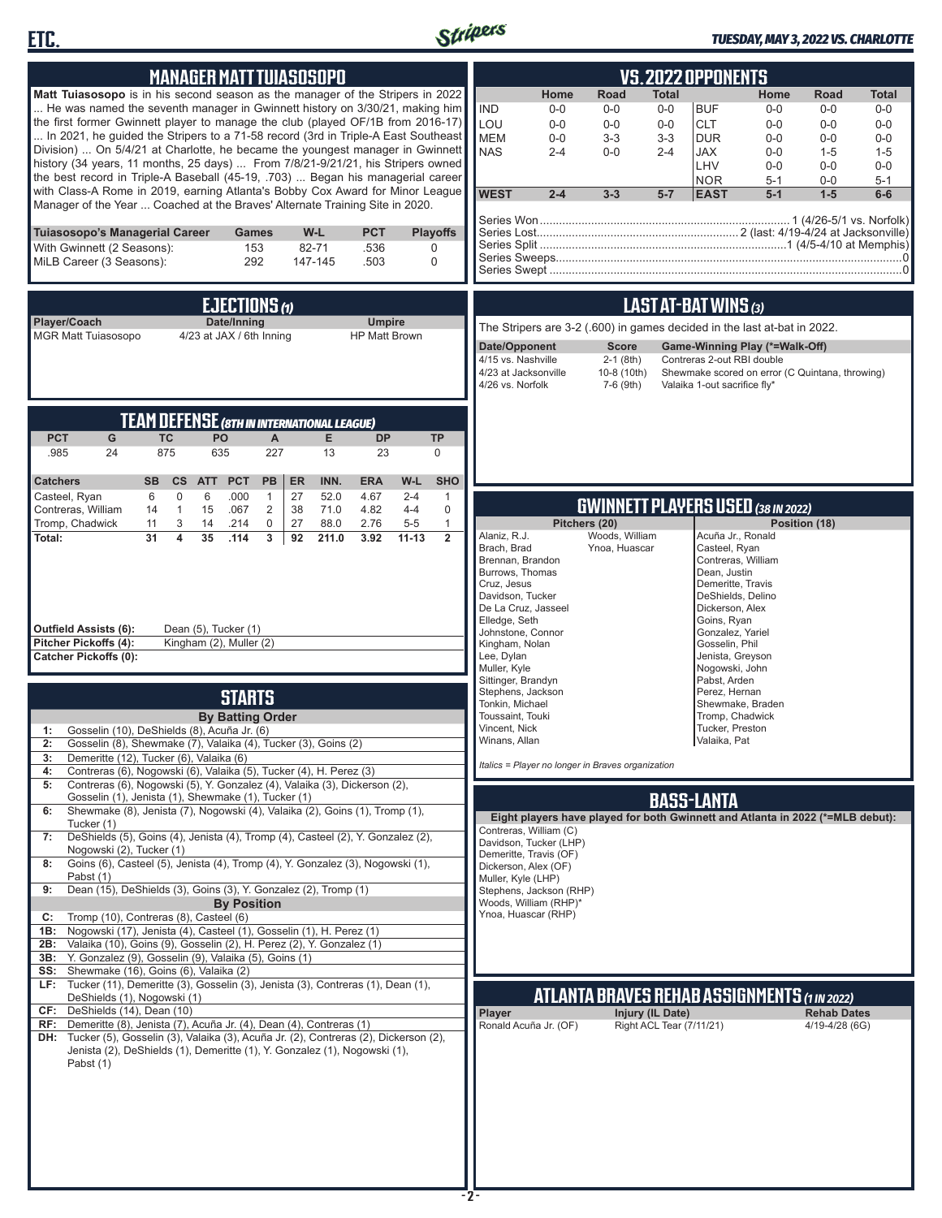## MANAGER MATT TUIASOSOPO

**Matt Tuiasosopo** is in his second season as the manager of the Stripers in 2022 ... He was named the seventh manager in Gwinnett history on 3/30/21, making him the first former Gwinnett player to manage the club (played OF/1B from 2016-17) ... In 2021, he guided the Stripers to a 71-58 record (3rd in Triple-A East Southeast Division) ... On 5/4/21 at Charlotte, he became the youngest manager in Gwinnett history (34 years, 11 months, 25 days) ... From 7/8/21-9/21/21, his Stripers owned the best record in Triple-A Baseball (45-19, .703) ... Began his managerial career with Class-A Rome in 2019, earning Atlanta's Bobby Cox Award for Minor League Manager of the Year ... Coached at the Braves' Alternate Training Site in 2020.

| Tuiasosopo's Managerial Career | Games | W-L | PCT | Playoffs |
|---|---|---|---|---|
| With Gwinnett (2 Seasons): | 153 | 82-71 | .536 | 0 |
| MiLB Career (3 Seasons): | 292 | 147-145 | .503 | 0 |

## EJECTIONS (1)

| Player/Coach | Date/Inning | Umpire |
|---|---|---|
| MGR Matt Tuiasosopo | 4/23 at JAX / 6th Inning | HP Matt Brown |

## TEAM DEFENSE (8TH IN INTERNATIONAL LEAGUE)

| PCT | G | TC | PO | A | E | DP | TP |
|---|---|---|---|---|---|---|---|
| .985 | 24 | 875 | 635 | 227 | 13 | 23 | 0 |

| Catchers | SB | CS | ATT | PCT | PB | ER | INN. | ERA | W-L | SHO |
|---|---|---|---|---|---|---|---|---|---|---|
| Casteel, Ryan | 6 | 0 | 6 | .000 | 1 | 27 | 52.0 | 4.67 | 2-4 | 1 |
| Contreras, William | 14 | 1 | 15 | .067 | 2 | 38 | 71.0 | 4.82 | 4-4 | 0 |
| Tromp, Chadwick | 11 | 3 | 14 | .214 | 0 | 27 | 88.0 | 2.76 | 5-5 | 1 |
| **Total:** | **31** | **4** | **35** | **.114** | **3** | **92** | **211.0** | **3.92** | **11-13** | **2** |

**Outfield Assists (6):** Dean (5), Tucker (1)
**Pitcher Pickoffs (4):** Kingham (2), Muller (2)
**Catcher Pickoffs (0):**

## STARTS

**By Batting Order**

- **1:** Gosselin (10), DeShields (8), Acuña Jr. (6)
- **2:** Gosselin (8), Shewmake (7), Valaika (4), Tucker (3), Goins (2)
- **3:** Demeritte (12), Tucker (6), Valaika (6)
- **4:** Contreras (6), Nogowski (6), Valaika (5), Tucker (4), H. Perez (3)
- **5:** Contreras (6), Nogowski (5), Y. Gonzalez (4), Valaika (3), Dickerson (2), Gosselin (1), Jenista (1), Shewmake (1), Tucker (1)
- **6:** Shewmake (8), Jenista (7), Nogowski (4), Valaika (2), Goins (1), Tromp (1), Tucker (1)
- **7:** DeShields (5), Goins (4), Jenista (4), Tromp (4), Casteel (2), Y. Gonzalez (2), Nogowski (2), Tucker (1)
- **8:** Goins (6), Casteel (5), Jenista (4), Tromp (4), Y. Gonzalez (3), Nogowski (1), Pabst (1)
- **9:** Dean (15), DeShields (3), Goins (3), Y. Gonzalez (2), Tromp (1)

**By Position**

- **C:** Tromp (10), Contreras (8), Casteel (6)
- **1B:** Nogowski (17), Jenista (4), Casteel (1), Gosselin (1), H. Perez (1)
- **2B:** Valaika (10), Goins (9), Gosselin (2), H. Perez (2), Y. Gonzalez (1)
- **3B:** Y. Gonzalez (9), Gosselin (9), Valaika (5), Goins (1)
- **SS:** Shewmake (16), Goins (6), Valaika (2)
- **LF:** Tucker (11), Demeritte (3), Gosselin (3), Jenista (3), Contreras (1), Dean (1), DeShields (1), Nogowski (1)
- **CF:** DeShields (14), Dean (10)
- **RF:** Demeritte (8), Jenista (7), Acuña Jr. (4), Dean (4), Contreras (1)
- **DH:** Tucker (5), Gosselin (3), Valaika (3), Acuña Jr. (2), Contreras (2), Dickerson (2), Jenista (2), DeShields (1), Demeritte (1), Y. Gonzalez (1), Nogowski (1), Pabst (1)

## VS. 2022 OPPONENTS

| | Home | Road | Total | | Home | Road | Total |
|---|---|---|---|---|---|---|---|
| IND | 0-0 | 0-0 | 0-0 | BUF | 0-0 | 0-0 | 0-0 |
| LOU | 0-0 | 0-0 | 0-0 | CLT | 0-0 | 0-0 | 0-0 |
| MEM | 0-0 | 3-3 | 3-3 | DUR | 0-0 | 0-0 | 0-0 |
| NAS | 2-4 | 0-0 | 2-4 | JAX | 0-0 | 1-5 | 1-5 |
| | | | | LHV | 0-0 | 0-0 | 0-0 |
| | | | | NOR | 5-1 | 0-0 | 5-1 |
| **WEST** | **2-4** | **3-3** | **5-7** | **EAST** | **5-1** | **1-5** | **6-6** |

Series Won: 1 (4/26-5/1 vs. Norfolk)
Series Lost: 2 (last: 4/19-4/24 at Jacksonville)
Series Split: 1 (4/5-4/10 at Memphis)
Series Sweeps: 0
Series Swept: 0

## LAST AT-BAT WINS (3)

The Stripers are 3-2 (.600) in games decided in the last at-bat in 2022.

| Date/Opponent | Score | Game-Winning Play (*=Walk-Off) |
|---|---|---|
| 4/15 vs. Nashville | 2-1 (8th) | Contreras 2-out RBI double |
| 4/23 at Jacksonville | 10-8 (10th) | Shewmake scored on error (C Quintana, throwing) |
| 4/26 vs. Norfolk | 7-6 (9th) | Valaika 1-out sacrifice fly* |

## GWINNETT PLAYERS USED (38 IN 2022)

**Pitchers (20):** Alaniz, R.J.; Brach, Brad; Brennan, Brandon; Burrows, Thomas; Cruz, Jesus; Davidson, Tucker; De La Cruz, Jasseel; Elledge, Seth; Johnstone, Connor; Kingham, Nolan; Lee, Dylan; Muller, Kyle; Sittinger, Brandyn; Stephens, Jackson; Tonkin, Michael; Toussaint, Touki; Vincent, Nick; Winans, Allan; Woods, William; Ynoa, Huascar

**Position (18):** Acuña Jr., Ronald; Casteel, Ryan; Contreras, William; Dean, Justin; Demeritte, Travis; DeShields, Delino; Dickerson, Alex; Goins, Ryan; Gonzalez, Yariel; Gosselin, Phil; Jenista, Greyson; Nogowski, John; Pabst, Arden; Perez, Hernan; Shewmake, Braden; Tromp, Chadwick; Tucker, Preston; Valaika, Pat

*Italics = Player no longer in Braves organization*

## BASS-LANTA

**Eight players have played for both Gwinnett and Atlanta in 2022 (*=MLB debut):**

- Contreras, William (C)
- Davidson, Tucker (LHP)
- Demeritte, Travis (OF)
- Dickerson, Alex (OF)
- Muller, Kyle (LHP)
- Stephens, Jackson (RHP)
- Woods, William (RHP)*
- Ynoa, Huascar (RHP)

## ATLANTA BRAVES REHAB ASSIGNMENTS (1 IN 2022)

| Player | Injury (IL Date) | Rehab Dates |
|---|---|---|
| Ronald Acuña Jr. (OF) | Right ACL Tear (7/11/21) | 4/19-4/28 (6G) |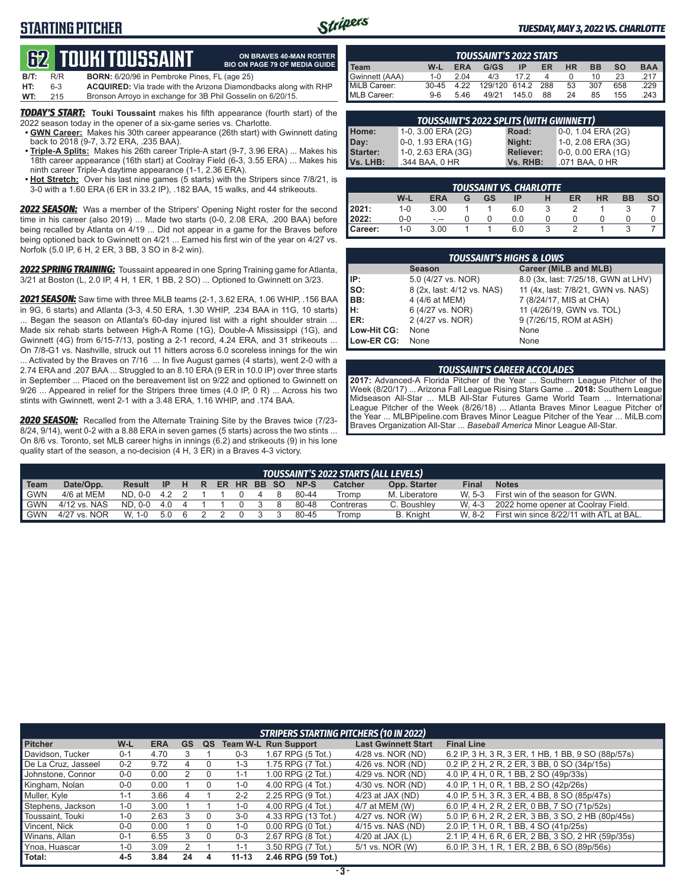# STARTING PITCHER

**TUESDAY, MAY 3, 2022 VS. CHARLOTTE**

## 62 TOUKI TOUSSAINT

**ON BRAVES 40-MAN ROSTER**
**BIO ON PAGE 79 OF MEDIA GUIDE**

| | | |
|---|---|---|
| **B/T:** | R/R | **BORN:** 6/20/96 in Pembroke Pines, FL (age 25) |
| **HT:** | 6-3 | **ACQUIRED:** Via trade with the Arizona Diamondbacks along with RHP |
| **WT:** | 215 | Bronson Arroyo in exchange for 3B Phil Gosselin on 6/20/15. |

***TODAY'S START:*** **Touki Toussaint** makes his fifth appearance (fourth start) of the 2022 season today in the opener of a six-game series vs. Charlotte.

- **GWN Career:** Makes his 30th career appearance (26th start) with Gwinnett dating back to 2018 (9-7, 3.72 ERA, .235 BAA).
- **Triple-A Splits:** Makes his 26th career Triple-A start (9-7, 3.96 ERA) ... Makes his 18th career appearance (16th start) at Coolray Field (6-3, 3.55 ERA) ... Makes his ninth career Triple-A daytime appearance (1-1, 2.36 ERA).
- **Hot Stretch:** Over his last nine games (5 starts) with the Stripers since 7/8/21, is 3-0 with a 1.60 ERA (6 ER in 33.2 IP), .182 BAA, 15 walks, and 44 strikeouts.

***2022 SEASON:*** Was a member of the Stripers' Opening Night roster for the second time in his career (also 2019) ... Made two starts (0-0, 2.08 ERA, .200 BAA) before being recalled by Atlanta on 4/19 ... Did not appear in a game for the Braves before being optioned back to Gwinnett on 4/21 ... Earned his first win of the year on 4/27 vs. Norfolk (5.0 IP, 6 H, 2 ER, 3 BB, 3 SO in 8-2 win).

***2022 SPRING TRAINING:*** Toussaint appeared in one Spring Training game for Atlanta, 3/21 at Boston (L, 2.0 IP, 4 H, 1 ER, 1 BB, 2 SO) ... Optioned to Gwinnett on 3/23.

***2021 SEASON:*** Saw time with three MiLB teams (2-1, 3.62 ERA, 1.06 WHIP, .156 BAA in 9G, 6 starts) and Atlanta (3-3, 4.50 ERA, 1.30 WHIP, .234 BAA in 11G, 10 starts) ... Began the season on Atlanta's 60-day injured list with a right shoulder strain ... Made six rehab starts between High-A Rome (1G), Double-A Mississippi (1G), and Gwinnett (4G) from 6/15-7/13, posting a 2-1 record, 4.24 ERA, and 31 strikeouts ... On 7/8-G1 vs. Nashville, struck out 11 hitters across 6.0 scoreless innings for the win ... Activated by the Braves on 7/16 ... In five August games (4 starts), went 2-0 with a 2.74 ERA and .207 BAA ... Struggled to an 8.10 ERA (9 ER in 10.0 IP) over three starts in September ... Placed on the bereavement list on 9/22 and optioned to Gwinnett on 9/26 ... Appeared in relief for the Stripers three times (4.0 IP, 0 R) ... Across his two stints with Gwinnett, went 2-1 with a 3.48 ERA, 1.16 WHIP, and .174 BAA.

***2020 SEASON:*** Recalled from the Alternate Training Site by the Braves twice (7/23-8/24, 9/14), went 0-2 with a 8.88 ERA in seven games (5 starts) across the two stints ... On 8/6 vs. Toronto, set MLB career highs in innings (6.2) and strikeouts (9) in his lone quality start of the season, a no-decision (4 H, 3 ER) in a Braves 4-3 victory.

### TOUSSAINT'S 2022 STATS

| Team | W-L | ERA | G/GS | IP | ER | HR | BB | SO | BAA |
|---|---|---|---|---|---|---|---|---|---|
| Gwinnett (AAA) | 1-0 | 2.04 | 4/3 | 17.2 | 4 | 0 | 10 | 23 | .217 |
| MiLB Career: | 30-45 | 4.22 | 129/120 | 614.2 | 288 | 53 | 307 | 658 | .229 |
| MLB Career: | 9-6 | 5.46 | 49/21 | 145.0 | 88 | 24 | 85 | 155 | .243 |

### TOUSSAINT'S 2022 SPLITS (WITH GWINNETT)

| | | | |
|---|---|---|---|
| **Home:** | 1-0, 3.00 ERA (2G) | **Road:** | 0-0, 1.04 ERA (2G) |
| **Day:** | 0-0, 1.93 ERA (1G) | **Night:** | 1-0, 2.08 ERA (3G) |
| **Starter:** | 1-0, 2.63 ERA (3G) | **Reliever:** | 0-0, 0.00 ERA (1G) |
| **Vs. LHB:** | .344 BAA, 0 HR | **Vs. RHB:** | .071 BAA, 0 HR |

### TOUSSAINT VS. CHARLOTTE

| | W-L | ERA | G | GS | IP | H | ER | HR | BB | SO |
|---|---|---|---|---|---|---|---|---|---|---|
| **2021:** | 1-0 | 3.00 | 1 | 1 | 6.0 | 3 | 2 | 1 | 3 | 7 |
| **2022:** | 0-0 | -.-- | 0 | 0 | 0.0 | 0 | 0 | 0 | 0 | 0 |
| **Career:** | 1-0 | 3.00 | 1 | 1 | 6.0 | 3 | 2 | 1 | 3 | 7 |

### TOUSSAINT'S HIGHS & LOWS

| | Season | Career (MiLB and MLB) |
|---|---|---|
| **IP:** | 5.0 (4/27 vs. NOR) | 8.0 (3x, last: 7/25/18, GWN at LHV) |
| **SO:** | 8 (2x, last: 4/12 vs. NAS) | 11 (4x, last: 7/8/21, GWN vs. NAS) |
| **BB:** | 4 (4/6 at MEM) | 7 (8/24/17, MIS at CHA) |
| **H:** | 6 (4/27 vs. NOR) | 11 (4/26/19, GWN vs. TOL) |
| **ER:** | 2 (4/27 vs. NOR) | 9 (7/26/15, ROM at ASH) |
| **Low-Hit CG:** | None | None |
| **Low-ER CG:** | None | None |

### TOUSSAINT'S CAREER ACCOLADES

**2017:** Advanced-A Florida Pitcher of the Year ... Southern League Pitcher of the Week (8/20/17) ... Arizona Fall League Rising Stars Game ... **2018:** Southern League Midseason All-Star ... MLB All-Star Futures Game World Team ... International League Pitcher of the Week (8/26/18) ... Atlanta Braves Minor League Pitcher of the Year ... MLBPipeline.com Braves Minor League Pitcher of the Year ... MiLB.com Braves Organization All-Star ... *Baseball America* Minor League All-Star.

### TOUSSAINT'S 2022 STARTS (ALL LEVELS)

| Team | Date/Opp. | Result | IP | H | R | ER | HR | BB | SO | NP-S | Catcher | Opp. Starter | Final | Notes |
|---|---|---|---|---|---|---|---|---|---|---|---|---|---|---|
| GWN | 4/6 at MEM | ND, 0-0 | 4.2 | 2 | 1 | 1 | 0 | 4 | 8 | 80-44 | Tromp | M. Liberatore | W, 5-3 | First win of the season for GWN. |
| GWN | 4/12 vs. NAS | ND, 0-0 | 4.0 | 4 | 1 | 1 | 0 | 3 | 8 | 80-48 | Contreras | C. Boushley | W, 4-3 | 2022 home opener at Coolray Field. |
| GWN | 4/27 vs. NOR | W, 1-0 | 5.0 | 6 | 2 | 2 | 0 | 3 | 3 | 80-45 | Tromp | B. Knight | W, 8-2 | First win since 8/22/11 with ATL at BAL. |

### STRIPERS STARTING PITCHERS (10 IN 2022)

| Pitcher | W-L | ERA | GS | QS | Team W-L | Run Support | Last Gwinnett Start | Final Line |
|---|---|---|---|---|---|---|---|---|
| Davidson, Tucker | 0-1 | 4.70 | 3 | 1 | 0-3 | 1.67 RPG (5 Tot.) | 4/28 vs. NOR (ND) | 6.2 IP, 3 H, 3 R, 3 ER, 1 HB, 1 BB, 9 SO (88p/57s) |
| De La Cruz, Jasseel | 0-2 | 9.72 | 4 | 0 | 1-3 | 1.75 RPG (7 Tot.) | 4/26 vs. NOR (ND) | 0.2 IP, 2 H, 2 R, 2 ER, 3 BB, 0 SO (34p/15s) |
| Johnstone, Connor | 0-0 | 0.00 | 2 | 0 | 1-1 | 1.00 RPG (2 Tot.) | 4/29 vs. NOR (ND) | 4.0 IP, 4 H, 0 R, 1 BB, 2 SO (49p/33s) |
| Kingham, Nolan | 0-0 | 0.00 | 1 | 0 | 1-0 | 4.00 RPG (4 Tot.) | 4/30 vs. NOR (ND) | 4.0 IP, 1 H, 0 R, 1 BB, 2 SO (42p/26s) |
| Muller, Kyle | 1-1 | 3.66 | 4 | 1 | 2-2 | 2.25 RPG (9 Tot.) | 4/23 at JAX (ND) | 4.0 IP, 5 H, 3 R, 3 ER, 4 BB, 8 SO (85p/47s) |
| Stephens, Jackson | 1-0 | 3.00 | 1 | 1 | 1-0 | 4.00 RPG (4 Tot.) | 4/7 at MEM (W) | 6.0 IP, 4 H, 2 R, 2 ER, 0 BB, 7 SO (71p/52s) |
| Toussaint, Touki | 1-0 | 2.63 | 3 | 0 | 3-0 | 4.33 RPG (13 Tot.) | 4/27 vs. NOR (W) | 5.0 IP, 6 H, 2 R, 2 ER, 3 BB, 3 SO, 2 HB (80p/45s) |
| Vincent, Nick | 0-0 | 0.00 | 1 | 0 | 1-0 | 0.00 RPG (0 Tot.) | 4/15 vs. NAS (ND) | 2.0 IP, 1 H, 0 R, 1 BB, 4 SO (41p/25s) |
| Winans, Allan | 0-1 | 6.55 | 3 | 0 | 0-3 | 2.67 RPG (8 Tot.) | 4/20 at JAX (L) | 2.1 IP, 4 H, 6 R, 6 ER, 2 BB, 3 SO, 2 HR (59p/35s) |
| Ynoa, Huascar | 1-0 | 3.09 | 2 | 1 | 1-1 | 3.50 RPG (7 Tot.) | 5/1 vs. NOR (W) | 6.0 IP, 3 H, 1 R, 1 ER, 2 BB, 6 SO (89p/56s) |
| **Total:** | **4-5** | **3.84** | **24** | **4** | **11-13** | **2.46 RPG (59 Tot.)** | | |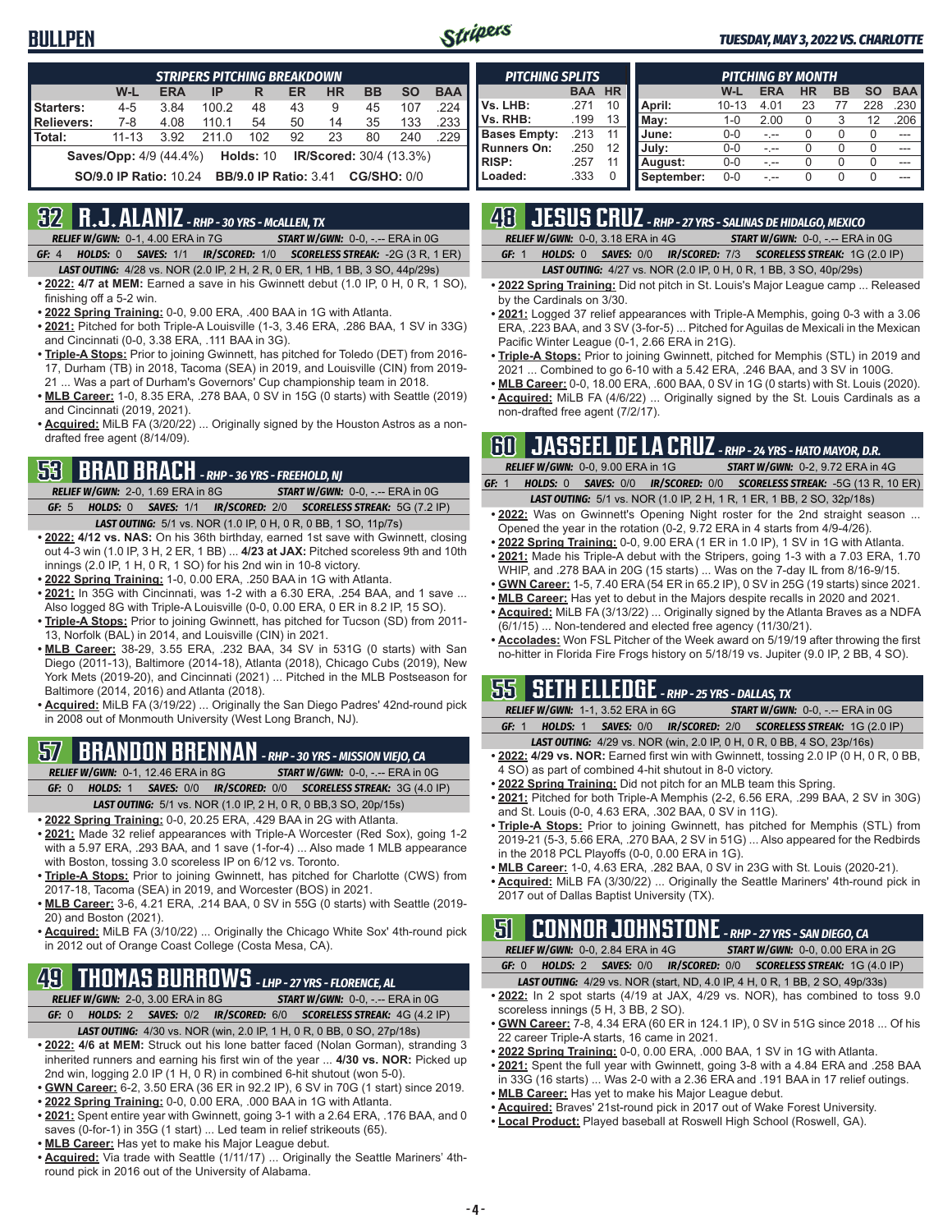# BULLPEN

*TUESDAY, MAY 3, 2022 VS. CHARLOTTE*

### STRIPERS PITCHING BREAKDOWN

| | W-L | ERA | IP | R | ER | HR | BB | SO | BAA |
|---|---|---|---|---|---|---|---|---|---|
| Starters: | 4-5 | 3.84 | 100.2 | 48 | 43 | 9 | 45 | 107 | .224 |
| Relievers: | 7-8 | 4.08 | 110.1 | 54 | 50 | 14 | 35 | 133 | .233 |
| Total: | 11-13 | 3.92 | 211.0 | 102 | 92 | 23 | 80 | 240 | .229 |

**Saves/Opp:** 4/9 (44.4%) **Holds:** 10 **IR/Scored:** 30/4 (13.3%)

**SO/9.0 IP Ratio:** 10.24 **BB/9.0 IP Ratio:** 3.41 **CG/SHO:** 0/0

### PITCHING SPLITS

| | BAA | HR |
|---|---|---|
| Vs. LHB: | .271 | 10 |
| Vs. RHB: | .199 | 13 |
| Bases Empty: | .213 | 11 |
| Runners On: | .250 | 12 |
| RISP: | .257 | 11 |
| Loaded: | .333 | 0 |

### PITCHING BY MONTH

| | W-L | ERA | HR | BB | SO | BAA |
|---|---|---|---|---|---|---|
| April: | 10-13 | 4.01 | 23 | 77 | 228 | .230 |
| May: | 1-0 | 2.00 | 0 | 3 | 12 | .206 |
| June: | 0-0 | -.-- | 0 | 0 | 0 | --- |
| July: | 0-0 | -.-- | 0 | 0 | 0 | --- |
| August: | 0-0 | -.-- | 0 | 0 | 0 | --- |
| September: | 0-0 | -.-- | 0 | 0 | 0 | --- |

## 32 R.J. ALANIZ - RHP - 30 YRS - McALLEN, TX

*RELIEF W/GWN:* 0-1, 4.00 ERA in 7G *START W/GWN:* 0-0, -.-- ERA in 0G

*GF:* 4 *HOLDS:* 0 *SAVES:* 1/1 *IR/SCORED:* 1/0 *SCORELESS STREAK:* -2G (3 R, 1 ER)

*LAST OUTING:* 4/28 vs. NOR (2.0 IP, 2 H, 2 R, 0 ER, 1 HB, 1 BB, 3 SO, 44p/29s)

- **2022:** 4/7 at MEM: Earned a save in his Gwinnett debut (1.0 IP, 0 H, 0 R, 1 SO), finishing off a 5-2 win.
- **2022 Spring Training:** 0-0, 9.00 ERA, .400 BAA in 1G with Atlanta.
- **2021:** Pitched for both Triple-A Louisville (1-3, 3.46 ERA, .286 BAA, 1 SV in 33G) and Cincinnati (0-0, 3.38 ERA, .111 BAA in 3G).
- **Triple-A Stops:** Prior to joining Gwinnett, has pitched for Toledo (DET) from 2016-17, Durham (TB) in 2018, Tacoma (SEA) in 2019, and Louisville (CIN) from 2019-21 ... Was a part of Durham's Governors' Cup championship team in 2018.
- **MLB Career:** 1-0, 8.35 ERA, .278 BAA, 0 SV in 15G (0 starts) with Seattle (2019) and Cincinnati (2019, 2021).
- **Acquired:** MiLB FA (3/20/22) ... Originally signed by the Houston Astros as a non-drafted free agent (8/14/09).

## 53 BRAD BRACH - RHP - 36 YRS - FREEHOLD, NJ

*RELIEF W/GWN:* 2-0, 1.69 ERA in 8G *START W/GWN:* 0-0, -.-- ERA in 0G

*GF:* 5 *HOLDS:* 0 *SAVES:* 1/1 *IR/SCORED:* 2/0 *SCORELESS STREAK:* 5G (7.2 IP)

*LAST OUTING:* 5/1 vs. NOR (1.0 IP, 0 H, 0 R, 0 BB, 1 SO, 11p/7s)

- **2022:** 4/12 vs. NAS: On his 36th birthday, earned 1st save with Gwinnett, closing out 4-3 win (1.0 IP, 3 H, 2 ER, 1 BB) ... **4/23 at JAX:** Pitched scoreless 9th and 10th innings (2.0 IP, 1 H, 0 R, 1 SO) for his 2nd win in 10-8 victory.
- **2022 Spring Training:** 1-0, 0.00 ERA, .250 BAA in 1G with Atlanta.
- **2021:** In 35G with Cincinnati, was 1-2 with a 6.30 ERA, .254 BAA, and 1 save ... Also logged 8G with Triple-A Louisville (0-0, 0.00 ERA, 0 ER in 8.2 IP, 15 SO).
- **Triple-A Stops:** Prior to joining Gwinnett, has pitched for Tucson (SD) from 2011-13, Norfolk (BAL) in 2014, and Louisville (CIN) in 2021.
- **MLB Career:** 38-29, 3.55 ERA, .232 BAA, 34 SV in 531G (0 starts) with San Diego (2011-13), Baltimore (2014-18), Atlanta (2018), Chicago Cubs (2019), New York Mets (2019-20), and Cincinnati (2021) ... Pitched in the MLB Postseason for Baltimore (2014, 2016) and Atlanta (2018).
- **Acquired:** MiLB FA (3/19/22) ... Originally the San Diego Padres' 42nd-round pick in 2008 out of Monmouth University (West Long Branch, NJ).

## 57 BRANDON BRENNAN - RHP - 30 YRS - MISSION VIEJO, CA

*RELIEF W/GWN:* 0-1, 12.46 ERA in 8G *START W/GWN:* 0-0, -.-- ERA in 0G

*GF:* 0 *HOLDS:* 1 *SAVES:* 0/0 *IR/SCORED:* 0/0 *SCORELESS STREAK:* 3G (4.0 IP)

*LAST OUTING:* 5/1 vs. NOR (1.0 IP, 2 H, 0 R, 0 BB,3 SO, 20p/15s)

- **2022 Spring Training:** 0-0, 20.25 ERA, .429 BAA in 2G with Atlanta.
- **2021:** Made 32 relief appearances with Triple-A Worcester (Red Sox), going 1-2 with a 5.97 ERA, .293 BAA, and 1 save (1-for-4) ... Also made 1 MLB appearance with Boston, tossing 3.0 scoreless IP on 6/12 vs. Toronto.
- **Triple-A Stops:** Prior to joining Gwinnett, has pitched for Charlotte (CWS) from 2017-18, Tacoma (SEA) in 2019, and Worcester (BOS) in 2021.
- **MLB Career:** 3-6, 4.21 ERA, .214 BAA, 0 SV in 55G (0 starts) with Seattle (2019-20) and Boston (2021).
- **Acquired:** MiLB FA (3/10/22) ... Originally the Chicago White Sox' 4th-round pick in 2012 out of Orange Coast College (Costa Mesa, CA).

## 49 THOMAS BURROWS - LHP - 27 YRS - FLORENCE, AL

*RELIEF W/GWN:* 2-0, 3.00 ERA in 8G *START W/GWN:* 0-0, -.-- ERA in 0G

*GF:* 0 *HOLDS:* 2 *SAVES:* 0/2 *IR/SCORED:* 6/0 *SCORELESS STREAK:* 4G (4.2 IP)

*LAST OUTING:* 4/30 vs. NOR (win, 2.0 IP, 1 H, 0 R, 0 BB, 0 SO, 27p/18s)

- **2022:** 4/6 at MEM: Struck out his lone batter faced (Nolan Gorman), stranding 3 inherited runners and earning his first win of the year ... **4/30 vs. NOR:** Picked up 2nd win, logging 2.0 IP (1 H, 0 R) in combined 6-hit shutout (won 5-0).
- **GWN Career:** 6-2, 3.50 ERA (36 ER in 92.2 IP), 6 SV in 70G (1 start) since 2019.
- **2022 Spring Training:** 0-0, 0.00 ERA, .000 BAA in 1G with Atlanta.
- **2021:** Spent entire year with Gwinnett, going 3-1 with a 2.64 ERA, .176 BAA, and 0 saves (0-for-1) in 35G (1 start) ... Led team in relief strikeouts (65).
- **MLB Career:** Has yet to make his Major League debut.
- **Acquired:** Via trade with Seattle (1/11/17) ... Originally the Seattle Mariners' 4th-round pick in 2016 out of the University of Alabama.

## 48 JESUS CRUZ - RHP - 27 YRS - SALINAS DE HIDALGO, MEXICO

*RELIEF W/GWN:* 0-0, 0.00 ERA in 1G *START W/GWN:* 0-0, -.-- ERA in 0G

*GF:* 1 *HOLDS:* 0 *SAVES:* 0/0 *IR/SCORED:* 7/3 *SCORELESS STREAK:* 1G (2.0 IP)

*LAST OUTING:* 4/27 vs. NOR (2.0 IP, 0 H, 0 R, 1 BB, 3 SO, 40p/29s)

- **2022 Spring Training:** Did not pitch in St. Louis's Major League camp ... Released by the Cardinals on 3/30.
- **2021:** Logged 37 relief appearances with Triple-A Memphis, going 0-3 with a 3.06 ERA, .223 BAA, and 3 SV (3-for-5) ... Pitched for Aguilas de Mexicali in the Mexican Pacific Winter League (0-1, 2.66 ERA in 21G).
- **Triple-A Stops:** Prior to joining Gwinnett, pitched for Memphis (STL) in 2019 and 2021 ... Combined to go 6-10 with a 5.42 ERA, .246 BAA, and 3 SV in 100G.
- **MLB Career:** 0-0, 18.00 ERA, .600 BAA, 0 SV in 1G (0 starts) with St. Louis (2020).
- **Acquired:** MiLB FA (4/6/22) ... Originally signed by the St. Louis Cardinals as a non-drafted free agent (7/2/17).

## 60 JASSEEL DE LA CRUZ - RHP - 24 YRS - HATO MAYOR, D.R.

*RELIEF W/GWN:* 0-0, 9.00 ERA in 1G *START W/GWN:* 0-2, 9.72 ERA in 4G

*GF:* 1 *HOLDS:* 0 *SAVES:* 0/0 *IR/SCORED:* 0/0 *SCORELESS STREAK:* -5G (13 R, 10 ER)

*LAST OUTING:* 5/1 vs. NOR (1.0 IP, 2 H, 1 R, 1 ER, 1 BB, 2 SO, 32p/18s)

- **2022:** Was on Gwinnett's Opening Night roster for the 2nd straight season ... Opened the year in the rotation (0-2, 9.72 ERA in 4 starts from 4/9-4/26).
- **2022 Spring Training:** 0-0, 9.00 ERA (1 ER in 1.0 IP), 1 SV in 1G with Atlanta.
- **2021:** Made his Triple-A debut with the Stripers, going 1-3 with a 7.03 ERA, 1.70 WHIP, and .278 BAA in 20G (15 starts) ... Was on the 7-day IL from 8/16-9/15.
- **GWN Career:** 1-5, 7.40 ERA (54 ER in 65.2 IP), 0 SV in 25G (19 starts) since 2021.
- **MLB Career:** Has yet to debut in the Majors despite recalls in 2020 and 2021.
- **Acquired:** MiLB FA (3/13/22) ... Originally signed by the Atlanta Braves as a NDFA (6/1/15) ... Non-tendered and elected free agency (11/30/21).
- **Accolades:** Won FSL Pitcher of the Week award on 5/19/19 after throwing the first no-hitter in Florida Fire Frogs history on 5/18/19 vs. Jupiter (9.0 IP, 2 BB, 4 SO).

## 55 SETH ELLEDGE - RHP - 25 YRS - DALLAS, TX

*RELIEF W/GWN:* 1-1, 3.52 ERA in 6G *START W/GWN:* 0-0, -.-- ERA in 0G

*GF:* 1 *HOLDS:* 1 *SAVES:* 0/0 *IR/SCORED:* 2/0 *SCORELESS STREAK:* 1G (2.0 IP)

*LAST OUTING:* 4/29 vs. NOR (win, 2.0 IP, 0 H, 0 R, 0 BB, 4 SO, 23p/16s)

- **2022:** 4/29 vs. NOR: Earned first win with Gwinnett, tossing 2.0 IP (0 H, 0 R, 0 BB, 4 SO) as part of combined 4-hit shutout in 8-0 victory.
- **2022 Spring Training:** Did not pitch for an MLB team this Spring.
- **2021:** Pitched for both Triple-A Memphis (2-2, 6.56 ERA, .299 BAA, 2 SV in 30G) and St. Louis (0-0, 4.63 ERA, .302 BAA, 0 SV in 11G).
- **Triple-A Stops:** Prior to joining Gwinnett, has pitched for Memphis (STL) from 2019-21 (5-3, 5.66 ERA, .270 BAA, 2 SV in 51G) ... Also appeared for the Redbirds in the 2018 PCL Playoffs (0-0, 0.00 ERA in 1G).
- **MLB Career:** 1-0, 4.63 ERA, .282 BAA, 0 SV in 23G with St. Louis (2020-21).
- **Acquired:** MiLB FA (3/30/22) ... Originally the Seattle Mariners' 4th-round pick in 2017 out of Dallas Baptist University (TX).

## 51 CONNOR JOHNSTONE - RHP - 27 YRS - SAN DIEGO, CA

*RELIEF W/GWN:* 0-0, 2.84 ERA in 4G *START W/GWN:* 0-0, 0.00 ERA in 2G

*GF:* 0 *HOLDS:* 2 *SAVES:* 0/0 *IR/SCORED:* 0/0 *SCORELESS STREAK:* 1G (4.0 IP)

*LAST OUTING:* 4/29 vs. NOR (start, ND, 4.0 IP, 4 H, 0 R, 1 BB, 2 SO, 49p/33s)

- **2022:** In 2 spot starts (4/19 at JAX, 4/29 vs. NOR), has combined to toss 9.0 scoreless innings (5 H, 3 BB, 2 SO).
- **GWN Career:** 7-8, 4.34 ERA (60 ER in 124.1 IP), 0 SV in 51G since 2018 ... Of his 22 career Triple-A starts, 16 came in 2021.
- **2022 Spring Training:** 0-0, 0.00 ERA, .000 BAA, 1 SV in 1G with Atlanta.
- **2021:** Spent the full year with Gwinnett, going 3-8 with a 4.84 ERA and .258 BAA in 33G (16 starts) ... Was 2-0 with a 2.36 ERA and .191 BAA in 17 relief outings.
- **MLB Career:** Has yet to make his Major League debut.
- **Acquired:** Braves' 21st-round pick in 2017 out of Wake Forest University.
- **Local Product:** Played baseball at Roswell High School (Roswell, GA).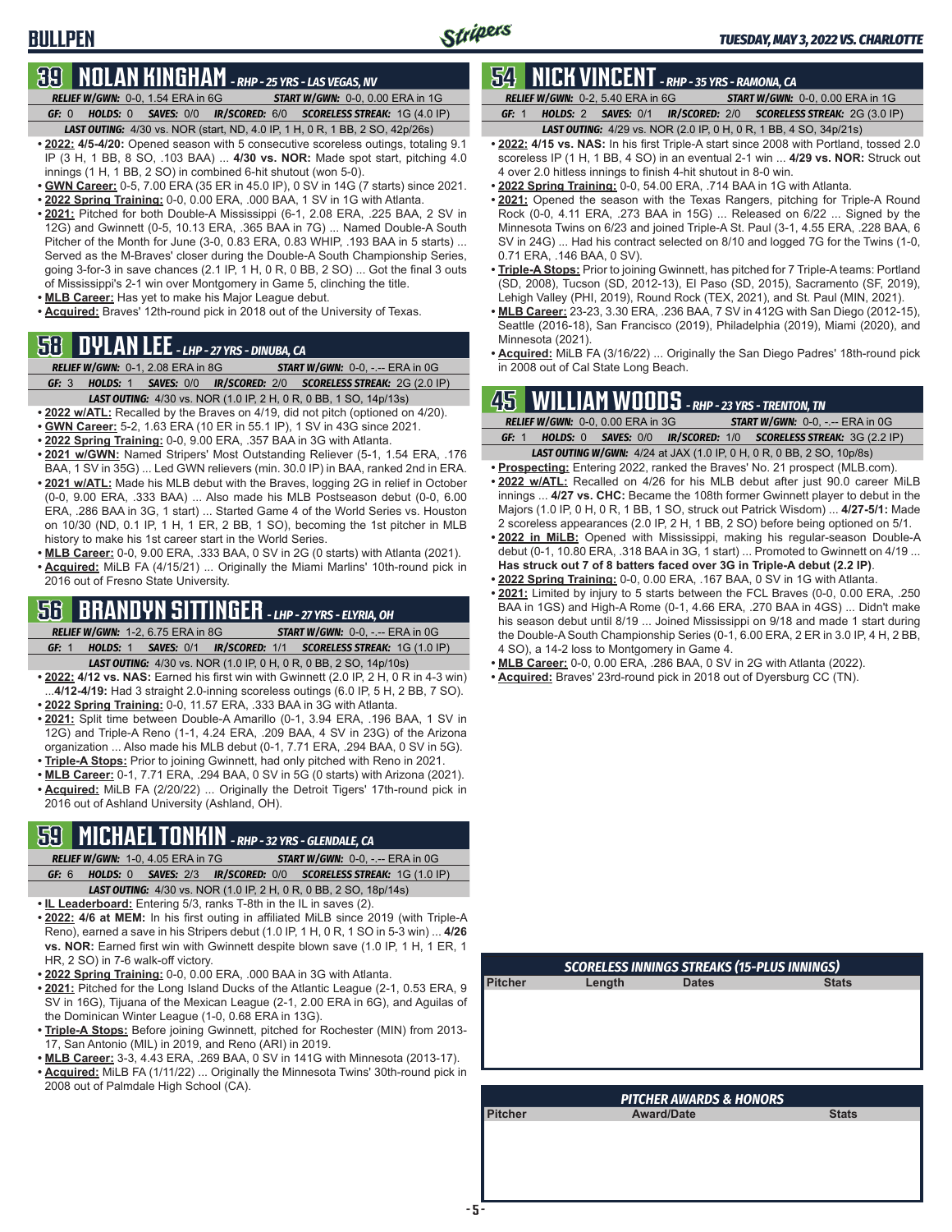# BULLPEN

## 39 NOLAN KINGHAM - RHP - 25 YRS - LAS VEGAS, NV

*RELIEF W/GWN:* 0-0, 1.54 ERA in 6G *START W/GWN:* 0-0, 0.00 ERA in 1G

*GF:* 0 *HOLDS:* 0 *SAVES:* 0/0 *IR/SCORED:* 6/0 *SCORELESS STREAK:* 1G (4.0 IP)

*LAST OUTING:* 4/30 vs. NOR (start, ND, 4.0 IP, 1 H, 0 R, 1 BB, 2 SO, 42p/26s)

- **2022: 4/5-4/20:** Opened season with 5 consecutive scoreless outings, totaling 9.1 IP (3 H, 1 BB, 8 SO, .103 BAA) ... **4/30 vs. NOR:** Made spot start, pitching 4.0 innings (1 H, 1 BB, 2 SO) in combined 6-hit shutout (won 5-0).
- **Gwinnett Career:** 5-10, 6.23 ERA in 20G (7 starts) since 2021.
- **2022 Spring Training:** 0-0, 0.00 ERA, .000 BAA, 1 SV in 1G with Atlanta.
- **2021:** Pitched for both Double-A Mississippi (6-1, 2.08 ERA, .225 BAA, 2 SV in 12G) and Gwinnett (0-5, 10.13 ERA, .365 BAA in 7G) ... Named Double-A South Pitcher of the Month for June (3-0, 0.83 ERA, 0.83 WHIP, .193 BAA in 5 starts) ... Served as the M-Braves' closer during the Double-A South Championship Series, going 3-for-3 in save chances (2.1 IP, 1 H, 0 R, 0 BB, 2 SO) ... Got the final 3 outs of Mississippi's 2-1 win over Montgomery in Game 5, clinching the title.
- **MLB Career:** Has yet to make his Major League debut.
- **Acquired:** Braves' 12th-round pick in 2018 out of the University of Texas.

## 58 DYLAN LEE - LHP - 27 YRS - DINUBA, CA

*RELIEF W/GWN:* 0-1, 2.08 ERA in 8G *START W/GWN:* 0-0, -.-- ERA in 0G

*GF:* 3 *HOLDS:* 1 *SAVES:* 0/0 *IR/SCORED:* 2/0 *SCORELESS STREAK:* 2G (2.0 IP)

*LAST OUTING:* 4/30 vs. NOR (1.0 IP, 2 H, 0 R, 0 BB, 1 SO, 14p/13s)

- **2022 w/ATL:** Recalled by the Braves on 4/19, did not pitch (optioned on 4/20).
- **GWN Career:** 5-2, 1.63 ERA (10 ER in 55.1 IP), 1 SV in 43G since 2021.
- **2022 Spring Training:** 0-0, 9.00 ERA, .357 BAA in 3G with Atlanta.
- **2021 w/GWN:** Named Stripers' Most Outstanding Reliever (5-1, 1.54 ERA, .176 BAA, 1 SV in 35G) ... Led GWN relievers (min. 30.0 IP) in BAA, ranked 2nd in ERA.
- **2021 w/ATL:** Made his MLB debut with the Braves, logging 2G in relief in October (0-0, 9.00 ERA, .333 BAA) ... Also made his MLB Postseason debut (0-0, 6.00 ERA, .286 BAA in 3G, 1 start) ... Started Game 4 of the World Series vs. Houston on 10/30 (ND, 0.1 IP, 1 H, 1 ER, 2 BB, 1 SO), becoming the 1st pitcher in MLB history to make his 1st career start in the World Series.
- **MLB Career:** 0-0, 9.00 ERA, .333 BAA, 0 SV in 2G (0 starts) with Atlanta (2021).
- **Acquired:** MiLB FA (4/15/21) ... Originally the Miami Marlins' 10th-round pick in 2016 out of Fresno State University.

## 56 BRANDYN SITTINGER - LHP - 27 YRS - ELYRIA, OH

*RELIEF W/GWN:* 1-2, 6.75 ERA in 8G *START W/GWN:* 0-0, -.-- ERA in 0G

*GF:* 1 *HOLDS:* 1 *SAVES:* 0/1 *IR/SCORED:* 1/1 *SCORELESS STREAK:* 1G (1.0 IP)

*LAST OUTING:* 4/30 vs. NOR (1.0 IP, 0 H, 0 R, 0 BB, 2 SO, 14p/10s)

- **2022: 4/12 vs. NAS:** Earned his first win with Gwinnett (2.0 IP, 2 H, 0 R in 4-3 win) ...**4/12-4/19:** Had 3 straight 2.0-inning scoreless outings (6.0 IP, 5 H, 2 BB, 7 SO).
- **2022 Spring Training:** 0-0, 11.57 ERA, .333 BAA in 3G with Atlanta.
- **2021:** Split time between Double-A Amarillo (0-1, 3.94 ERA, .196 BAA, 1 SV in 12G) and Triple-A Reno (1-1, 4.24 ERA, .209 BAA, 4 SV in 23G) of the Arizona organization ... Also made his MLB debut (0-1, 7.71 ERA, .294 BAA, 0 SV in 5G).
- **Triple-A Stops:** Prior to joining Gwinnett, had only pitched with Reno in 2021.
- **MLB Career:** 0-1, 7.71 ERA, .294 BAA, 0 SV in 5G (0 starts) with Arizona (2021).
- **Acquired:** MiLB FA (2/20/22) ... Originally the Detroit Tigers' 17th-round pick in 2016 out of Ashland University (Ashland, OH).

## 59 MICHAEL TONKIN - RHP - 32 YRS - GLENDALE, CA

*RELIEF W/GWN:* 1-0, 4.05 ERA in 7G *START W/GWN:* 0-0, -.-- ERA in 0G

*GF:* 6 *HOLDS:* 0 *SAVES:* 2/3 *IR/SCORED:* 0/0 *SCORELESS STREAK:* 1G (1.0 IP)

*LAST OUTING:* 4/30 vs. NOR (1.0 IP, 2 H, 0 R, 0 BB, 2 SO, 18p/14s)

- **IL Leaderboard:** Entering 5/3, ranks T-8th in the IL in saves (2).
- **2022: 4/6 at MEM:** In his first outing in affiliated MiLB since 2019 (with Triple-A Reno), earned a save in his Stripers debut (1.0 IP, 1 H, 0 R, 1 SO in 5-3 win) ... **4/26 vs. NOR:** Earned first win with Gwinnett despite blown save (1.0 IP, 1 H, 1 ER, 1 HR, 2 SO) in 7-6 walk-off victory.
- **2022 Spring Training:** 0-0, 0.00 ERA, .000 BAA in 3G with Atlanta.
- **2021:** Pitched for the Long Island Ducks of the Atlantic League (2-1, 0.53 ERA, 9 SV in 16G), Tijuana of the Mexican League (2-1, 2.00 ERA in 6G), and Aguilas of the Dominican Winter League (1-0, 0.68 ERA in 13G).
- **Triple-A Stops:** Before joining Gwinnett, pitched for Rochester (MIN) from 2013-17, San Antonio (MIL) in 2019, and Reno (ARI) in 2019.
- **MLB Career:** 3-3, 4.43 ERA, .269 BAA, 0 SV in 141G with Minnesota (2013-17).
- **Acquired:** MiLB FA (1/11/22) ... Originally the Minnesota Twins' 30th-round pick in 2008 out of Palmdale High School (CA).

## 54 NICK VINCENT - RHP - 35 YRS - RAMONA, CA

*RELIEF W/GWN:* 0-2, 5.40 ERA in 6G *START W/GWN:* 0-0, 0.00 ERA in 1G

*GF:* 1 *HOLDS:* 2 *SAVES:* 0/1 *IR/SCORED:* 2/0 *SCORELESS STREAK:* 2G (3.0 IP)

*LAST OUTING:* 4/29 vs. NOR (2.0 IP, 0 H, 0 R, 1 BB, 4 SO, 34p/21s)

- **2022: 4/15 vs. NAS:** In his first Triple-A start since 2008 with Portland, tossed 2.0 scoreless IP (1 H, 1 BB, 4 SO) in an eventual 2-1 win ... **4/29 vs. NOR:** Struck out 4 over 2.0 hitless innings to finish 4-hit shutout in 8-0 win.
- **2022 Spring Training:** 0-0, 54.00 ERA, .714 BAA in 1G with Atlanta.
- **2021:** Opened the season with the Texas Rangers, pitching for Triple-A Round Rock (0-0, 4.11 ERA, .273 BAA in 15G) ... Released on 6/22 ... Signed by the Minnesota Twins on 6/23 and joined Triple-A St. Paul (3-1, 4.55 ERA, .228 BAA, 6 SV in 24G) ... Had his contract selected on 8/10 and logged 7G for the Twins (1-0, 0.71 ERA, .146 BAA, 0 SV).
- **Triple-A Stops:** Prior to joining Gwinnett, has pitched for 7 Triple-A teams: Portland (SD, 2008), Tucson (SD, 2012-13), El Paso (SD, 2015), Sacramento (SF, 2019), Lehigh Valley (PHI, 2019), Round Rock (TEX, 2021), and St. Paul (MIN, 2021).
- **MLB Career:** 23-23, 3.30 ERA, .236 BAA, 7 SV in 412G with San Diego (2012-15), Seattle (2016-18), San Francisco (2019), Philadelphia (2019), Miami (2020), and Minnesota (2021).
- **Acquired:** MiLB FA (3/16/22) ... Originally the San Diego Padres' 18th-round pick in 2008 out of Cal State Long Beach.

## 45 WILLIAM WOODS - RHP - 23 YRS - TRENTON, TN

*RELIEF W/GWN:* 0-0, 0.00 ERA in 3G *START W/GWN:* 0-0, -.-- ERA in 0G

*GF:* 1 *HOLDS:* 0 *SAVES:* 0/0 *IR/SCORED:* 1/0 *SCORELESS STREAK:* 3G (2.2 IP)

*LAST OUTING W/GWN:* 4/24 at JAX (1.0 IP, 0 H, 0 R, 0 BB, 2 SO, 10p/8s)

- **Prospecting:** Entering 2022, ranked the Braves' No. 21 prospect (MLB.com).
- **2022 w/ATL:** Recalled on 4/26 for his MLB debut after just 90.0 career MiLB innings ... **4/27 vs. CHC:** Became the 108th former Gwinnett player to debut in the Majors (1.0 IP, 0 H, 0 R, 1 BB, 1 SO, struck out Patrick Wisdom) ... **4/27-5/1:** Made 2 scoreless appearances (2.0 IP, 2 H, 1 BB, 2 SO) before being optioned on 5/1.
- **2022 in MiLB:** Opened with Mississippi, making his regular-season Double-A debut (0-1, 10.80 ERA, .318 BAA in 3G, 1 start) ... Promoted to Gwinnett on 4/19 ... **Has struck out 7 of 8 batters faced over 3G in Triple-A debut (2.2 IP)**.
- **2022 Spring Training:** 0-0, 0.00 ERA, .167 BAA, 0 SV in 1G with Atlanta.
- **2021:** Limited by injury to 5 starts between the FCL Braves (0-0, 0.00 ERA, .250 BAA in 1GS) and High-A Rome (0-1, 4.66 ERA, .270 BAA in 4GS) ... Didn't make his season debut until 8/19 ... Joined Mississippi on 9/18 and made 1 start during the Double-A South Championship Series (0-1, 6.00 ERA, 2 ER in 3.0 IP, 4 H, 2 BB, 4 SO), a 14-2 loss to Montgomery in Game 4.
- **MLB Career:** 0-0, 0.00 ERA, .286 BAA, 0 SV in 2G with Atlanta (2022).
- **Acquired:** Braves' 23rd-round pick in 2018 out of Dyersburg CC (TN).

### SCORELESS INNINGS STREAKS (15-PLUS INNINGS)

| Pitcher | Length | Dates | Stats |
|---|---|---|---|

### PITCHER AWARDS & HONORS

| Pitcher | Award/Date | Stats |
|---|---|---|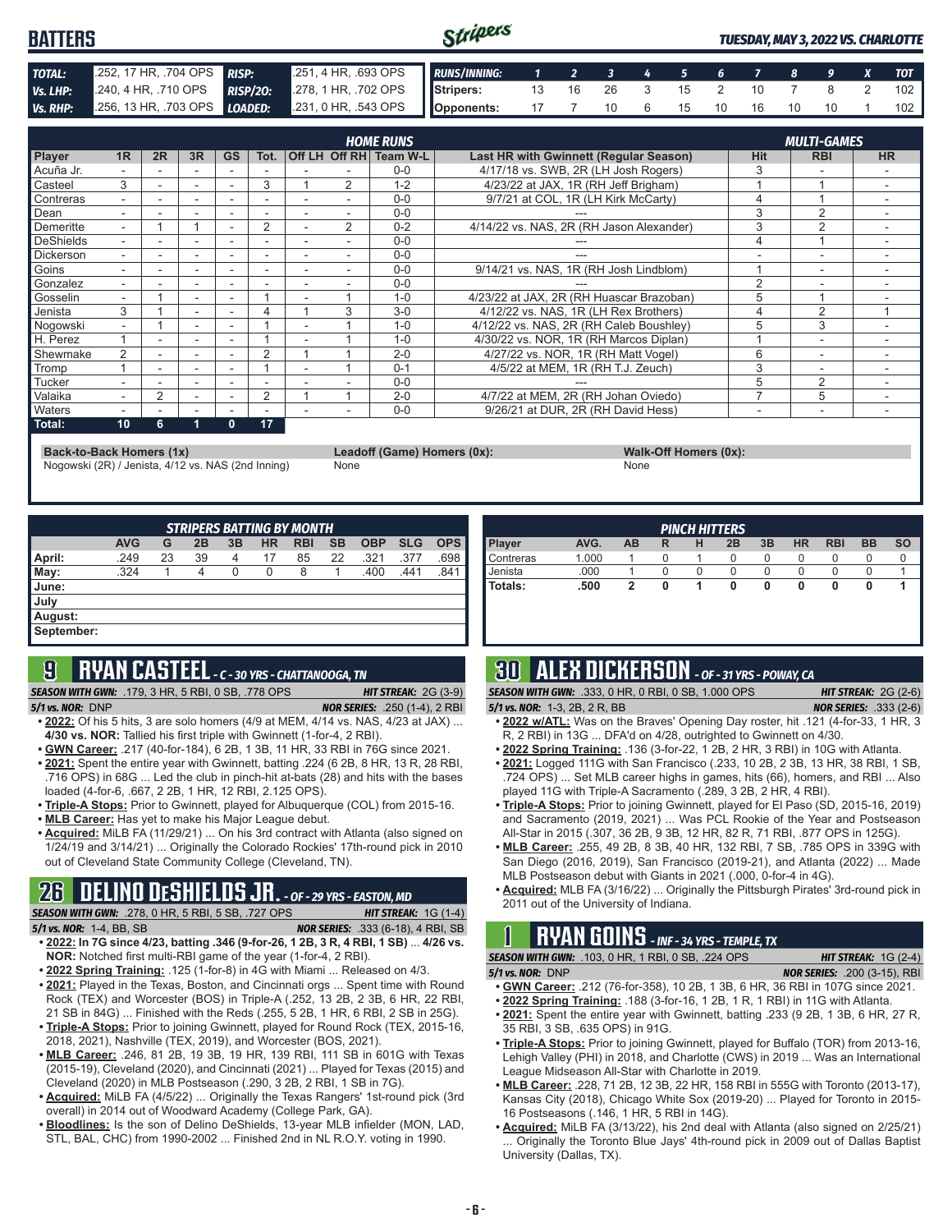# BATTERS

*TUESDAY, MAY 3, 2022 VS. CHARLOTTE*

| | | | |
|---|---|---|---|
| **TOTAL:** | .252, 17 HR, .704 OPS | **RISP:** | .251, 4 HR, .693 OPS |
| **Vs. LHP:** | .240, 4 HR, .710 OPS | **RISP/2O:** | .278, 1 HR, .702 OPS |
| **Vs. RHP:** | .256, 13 HR, .703 OPS | **LOADED:** | .231, 0 HR, .543 OPS |

| RUNS/INNING: | 1 | 2 | 3 | 4 | 5 | 6 | 7 | 8 | 9 | X | TOT |
|---|---|---|---|---|---|---|---|---|---|---|---|
| Stripers: | 13 | 16 | 26 | 3 | 15 | 2 | 10 | 7 | 8 | 2 | 102 |
| Opponents: | 17 | 7 | 10 | 6 | 15 | 10 | 16 | 10 | 10 | 1 | 102 |

| Player | 1R | 2R | 3R | GS | Tot. | Off LH | Off RH | Team W-L | Last HR with Gwinnett (Regular Season) | Hit | RBI | HR |
|---|---|---|---|---|---|---|---|---|---|---|---|---|
| | | | | | **HOME RUNS** | | | | | **MULTI-GAMES** | | |
| Acuña Jr. | - | - | - | - | - | - | - | 0-0 | 4/17/18 vs. SWB, 2R (LH Josh Rogers) | 3 | - | - |
| Casteel | 3 | - | - | - | 3 | 1 | 2 | 1-2 | 4/23/22 at JAX, 1R (RH Jeff Brigham) | 1 | 1 | - |
| Contreras | - | - | - | - | - | - | - | 0-0 | 9/7/21 at COL, 1R (LH Kirk McCarty) | 4 | 1 | - |
| Dean | - | - | - | - | - | - | - | 0-0 | --- | 3 | 2 | - |
| Demeritte | - | 1 | 1 | - | 2 | - | 2 | 0-2 | 4/14/22 vs. NAS, 2R (RH Jason Alexander) | 3 | 2 | - |
| DeShields | - | - | - | - | - | - | - | 0-0 | --- | 4 | 1 | - |
| Dickerson | - | - | - | - | - | - | - | 0-0 | --- | - | - | - |
| Goins | - | - | - | - | - | - | - | 0-0 | 9/14/21 vs. NAS, 1R (RH Josh Lindblom) | 1 | - | - |
| Gonzalez | - | - | - | - | - | - | - | 0-0 | --- | 2 | - | - |
| Gosselin | - | 1 | - | - | 1 | - | 1 | 1-0 | 4/23/22 at JAX, 2R (RH Huascar Brazoban) | 5 | 1 | - |
| Jenista | 3 | 1 | - | - | 4 | 1 | 3 | 3-0 | 4/12/22 vs. NAS, 1R (LH Rex Brothers) | 4 | 2 | 1 |
| Nogowski | - | 1 | - | - | 1 | - | 1 | 1-0 | 4/12/22 vs. NAS, 2R (RH Caleb Boushley) | 5 | 3 | - |
| H. Perez | 1 | - | - | - | 1 | - | 1 | 1-0 | 4/30/22 vs. NOR, 1R (RH Marcos Diplan) | 1 | - | - |
| Shewmake | 2 | - | - | - | 2 | 1 | 1 | 2-0 | 4/27/22 vs. NOR, 1R (RH Matt Vogel) | 6 | - | - |
| Tromp | 1 | - | - | - | 1 | - | 1 | 0-1 | 4/5/22 at MEM, 1R (RH T.J. Zeuch) | 3 | - | - |
| Tucker | - | - | - | - | - | - | - | 0-0 | --- | 5 | 2 | - |
| Valaika | - | 2 | - | - | 2 | 1 | 1 | 2-0 | 4/7/22 at MEM, 2R (RH Johan Oviedo) | 7 | 5 | - |
| Waters | - | - | - | - | - | - | - | 0-0 | 9/26/21 at DUR, 2R (RH David Hess) | - | - | - |
| **Total:** | **10** | **6** | **1** | **0** | **17** | | | | | | | |

**Back-to-Back Homers (1x)**
Nogowski (2R) / Jenista, 4/12 vs. NAS (2nd Inning)

**Leadoff (Game) Homers (0x):**
None

**Walk-Off Homers (0x):**
None

**STRIPERS BATTING BY MONTH**

| | AVG | G | 2B | 3B | HR | RBI | SB | OBP | SLG | OPS |
|---|---|---|---|---|---|---|---|---|---|---|
| April: | .249 | 23 | 39 | 4 | 17 | 85 | 22 | .321 | .377 | .698 |
| May: | .324 | 1 | 4 | 0 | 0 | 8 | 1 | .400 | .441 | .841 |
| June: | | | | | | | | | | |
| July | | | | | | | | | | |
| August: | | | | | | | | | | |
| September: | | | | | | | | | | |

**PINCH HITTERS**

| Player | AVG. | AB | R | H | 2B | 3B | HR | RBI | BB | SO |
|---|---|---|---|---|---|---|---|---|---|---|
| Contreras | 1.000 | 1 | 0 | 1 | 0 | 0 | 0 | 0 | 0 | 0 |
| Jenista | .000 | 1 | 0 | 0 | 0 | 0 | 0 | 0 | 0 | 1 |
| **Totals:** | **.500** | **2** | **0** | **1** | **0** | **0** | **0** | **0** | **0** | **1** |

## 9 RYAN CASTEEL - C - 30 YRS - CHATTANOOGA, TN

*SEASON WITH GWN:* .179, 3 HR, 5 RBI, 0 SB, .778 OPS — *HIT STREAK:* 2G (3-9)
*5/1 vs. NOR:* DNP — *NOR SERIES:* .250 (1-4), 2 RBI

- **2022:** Of his 5 hits, 3 are solo homers (4/9 at MEM, 4/14 vs. NAS, 4/23 at JAX) ... **4/30 vs. NOR:** Tallied his first triple with Gwinnett (1-for-4, 2 RBI).
- **GWN Career:** .217 (40-for-184), 6 2B, 1 3B, 11 HR, 33 RBI in 76G since 2021.
- **2021:** Spent the entire year with Gwinnett, batting .224 (6 2B, 8 HR, 13 R, 28 RBI, .716 OPS) in 68G ... Led the club in pinch-hit at-bats (28) and hits with the bases loaded (4-for-6, .667, 2 2B, 1 HR, 12 RBI, 2.125 OPS).
- **Triple-A Stops:** Prior to Gwinnett, played for Albuquerque (COL) from 2015-16.
- **MLB Career:** Has yet to make his Major League debut.
- **Acquired:** MiLB FA (11/29/21) ... On his 3rd contract with Atlanta (also signed on 1/24/19 and 3/14/21) ... Originally the Colorado Rockies' 17th-round pick in 2010 out of Cleveland State Community College (Cleveland, TN).

## 26 DELINO DESHIELDS JR. - OF - 29 YRS - EASTON, MD

*SEASON WITH GWN:* .278, 0 HR, 5 RBI, 5 SB, .727 OPS — *HIT STREAK:* 1G (1-4)
*5/1 vs. NOR:* 1-4, BB, SB — *NOR SERIES:* .333 (6-18), 4 RBI, SB

- **2022:** In 7G since 4/23, batting .346 (9-for-26, 1 2B, 3 R, 4 RBI, 1 SB) ... **4/26 vs. NOR:** Notched first multi-RBI game of the year (1-for-4, 2 RBI).
- **2022 Spring Training:** .125 (1-for-8) in 4G with Miami ... Released on 4/3.
- **2021:** Played in the Texas, Boston, and Cincinnati orgs ... Spent time with Round Rock (TEX) and Worcester (BOS) in Triple-A (.252, 13 2B, 2 3B, 6 HR, 22 RBI, 21 SB in 84G) ... Finished with the Reds (.255, 5 2B, 1 HR, 6 RBI, 2 SB in 25G).
- **Triple-A Stops:** Prior to joining Gwinnett, played for Round Rock (TEX, 2015-16, 2018, 2021), Nashville (TEX, 2019), and Worcester (BOS, 2021).
- **MLB Career:** .246, 81 2B, 19 3B, 19 HR, 139 RBI, 111 SB in 601G with Texas (2015-19), Cleveland (2020), and Cincinnati (2021) ... Played for Texas (2015) and Cleveland (2020) in MLB Postseason (.290, 3 2B, 2 RBI, 1 SB in 7G).
- **Acquired:** MiLB FA (4/5/22) ... Originally the Texas Rangers' 1st-round pick (3rd overall) in 2014 out of Woodward Academy (College Park, GA).
- **Bloodlines:** Is the son of Delino DeShields, 13-year MLB infielder (MON, LAD, STL, BAL, CHC) from 1990-2002 ... Finished 2nd in NL R.O.Y. voting in 1990.

## 30 ALEX DICKERSON - OF - 31 YRS - POWAY, CA

*SEASON WITH GWN:* .333, 0 HR, 0 RBI, 0 SB, 1.000 OPS — *HIT STREAK:* 2G (2-6)
*5/1 vs. NOR:* 1-3, 2B, 2 R, BB — *NOR SERIES:* .333 (2-6)

- **2022 w/ATL:** Was on the Braves' Opening Day roster, hit .121 (4-for-33, 1 HR, 3 R, 2 RBI) in 13G ... DFA'd on 4/28, outrighted to Gwinnett on 4/30.
- **2022 Spring Training:** .136 (3-for-22, 1 2B, 2 HR, 3 RBI) in 10G with Atlanta.
- **2021:** Logged 111G with San Francisco (.233, 10 2B, 2 3B, 13 HR, 38 RBI, 1 SB, .724 OPS) ... Set MLB career highs in games, hits (66), homers, and RBI ... Also played 11G with Triple-A Sacramento (.289, 3 2B, 2 HR, 4 RBI).
- **Triple-A Stops:** Prior to joining Gwinnett, played for El Paso (SD, 2015-16, 2019) and Sacramento (2019, 2021) ... Was PCL Rookie of the Year and Postseason All-Star in 2015 (.307, 36 2B, 9 3B, 12 HR, 82 R, 71 RBI, .877 OPS in 125G).
- **MLB Career:** .255, 49 2B, 8 3B, 40 HR, 132 RBI, 7 SB, .785 OPS in 339G with San Diego (2016, 2019), San Francisco (2019-21), and Atlanta (2022) ... Made MLB Postseason debut with Giants in 2021 (.000, 0-for-4 in 4G).
- **Acquired:** MLB FA (3/16/22) ... Originally the Pittsburgh Pirates' 3rd-round pick in 2011 out of the University of Indiana.

## 1 RYAN GOINS - INF - 34 YRS - TEMPLE, TX

*SEASON WITH GWN:* .103, 0 HR, 1 RBI, 0 SB, .224 OPS — *HIT STREAK:* 1G (2-4)
*5/1 vs. NOR:* DNP — *NOR SERIES:* .200 (3-15), RBI

- **GWN Career:** .212 (76-for-358), 10 2B, 1 3B, 6 HR, 36 RBI in 107G since 2021.
- **2022 Spring Training:** .188 (3-for-16, 1 2B, 1 R, 1 RBI) in 11G with Atlanta.
- **2021:** Spent the entire year with Gwinnett, batting .233 (9 2B, 1 3B, 6 HR, 27 R, 35 RBI, 3 SB, .635 OPS) in 91G.
- **Triple-A Stops:** Prior to joining Gwinnett, played for Buffalo (TOR) from 2013-16, Lehigh Valley (PHI) in 2018, and Charlotte (CWS) in 2019 ... Was an International League Midseason All-Star with Charlotte in 2019.
- **MLB Career:** .228, 71 2B, 12 3B, 22 HR, 158 RBI in 555G with Toronto (2013-17), Kansas City (2018), Chicago White Sox (2019-20) ... Played for Toronto in 2015-16 Postseasons (.146, 1 HR, 5 RBI in 14G).
- **Acquired:** MiLB FA (3/13/22), his 2nd deal with Atlanta (also signed on 2/25/21) ... Originally the Toronto Blue Jays' 4th-round pick in 2009 out of Dallas Baptist University (Dallas, TX).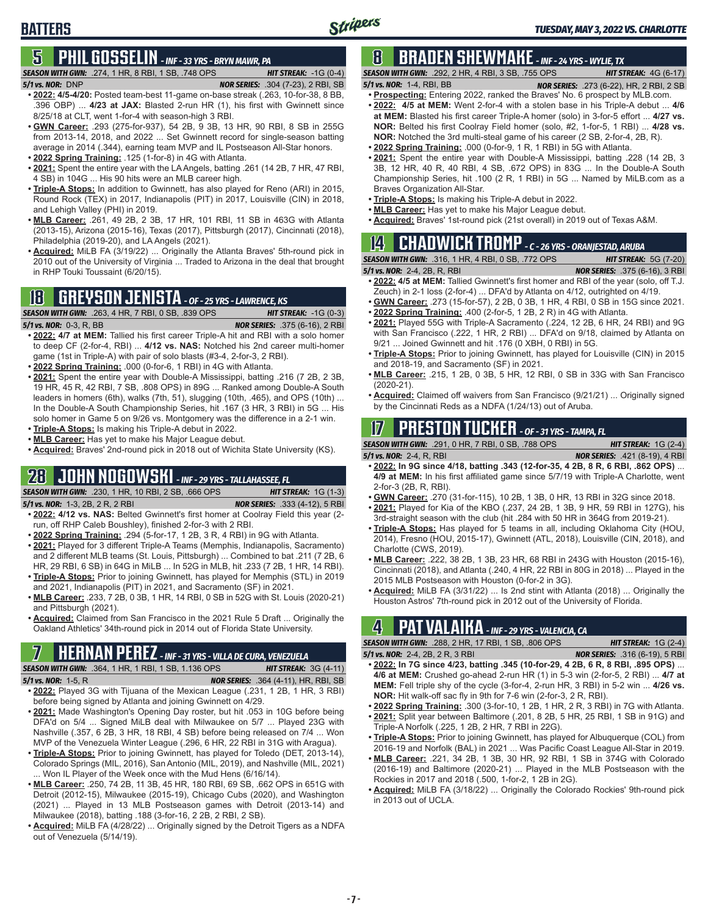# BATTERS

## 5 PHIL GOSSELIN - INF - 33 YRS - BRYN MAWR, PA

**SEASON WITH GWN:** .274, 1 HR, 8 RBI, 1 SB, .748 OPS — **HIT STREAK:** -1G (0-4)
**5/1 vs. NOR:** DNP — **NOR SERIES:** .304 (7-23), 2 RBI, SB

- **2022:** 4/5-4/20: Posted team-best 11-game on-base streak (.263, 10-for-38, 8 BB, .396 OBP) ... **4/23 at JAX:** Blasted 2-run HR (1), his first with Gwinnett since 8/25/18 at CLT, went 1-for-4 with season-high 3 RBI.
- **GWN Career:** .293 (275-for-937), 54 2B, 9 3B, 13 HR, 90 RBI, 8 SB in 255G from 2013-14, 2018, and 2022 ... Set Gwinnett record for single-season batting average in 2014 (.344), earning team MVP and IL Postseason All-Star honors.
- **2022 Spring Training:** .125 (1-for-8) in 4G with Atlanta.
- **2021:** Spent the entire year with the LA Angels, batting .261 (14 2B, 7 HR, 47 RBI, 4 SB) in 104G ... His 90 hits were an MLB career high.
- **Triple-A Stops:** In addition to Gwinnett, has also played for Reno (ARI) in 2015, Round Rock (TEX) in 2017, Indianapolis (PIT) in 2017, Louisville (CIN) in 2018, and Lehigh Valley (PHI) in 2019.
- **MLB Career:** .261, 49 2B, 2 3B, 17 HR, 101 RBI, 11 SB in 463G with Atlanta (2013-15), Arizona (2015-16), Texas (2017), Pittsburgh (2017), Cincinnati (2018), Philadelphia (2019-20), and LA Angels (2021).
- **Acquired:** MiLB FA (3/19/22) ... Originally the Atlanta Braves' 5th-round pick in 2010 out of the University of Virginia ... Traded to Arizona in the deal that brought in RHP Touki Toussaint (6/20/15).

## 18 GREYSON JENISTA - OF - 25 YRS - LAWRENCE, KS

**SEASON WITH GWN:** .263, 4 HR, 7 RBI, 0 SB, .839 OPS — **HIT STREAK:** -1G (0-3)
**5/1 vs. NOR:** 0-3, R, BB — **NOR SERIES:** .375 (6-16), 2 RBI

- **2022:** **4/7 at MEM:** Tallied his first career Triple-A hit and RBI with a solo homer to deep CF (2-for-4, RBI) ... **4/12 vs. NAS:** Notched his 2nd career multi-homer game (1st in Triple-A) with pair of solo blasts (#3-4, 2-for-3, 2 RBI).
- **2022 Spring Training:** .000 (0-for-6, 1 RBI) in 4G with Atlanta.
- **2021:** Spent the entire year with Double-A Mississippi, batting .216 (7 2B, 2 3B, 19 HR, 45 R, 42 RBI, 7 SB, .808 OPS) in 89G ... Ranked among Double-A South leaders in homers (6th), walks (7th, 51), slugging (10th, .465), and OPS (10th) ... In the Double-A South Championship Series, hit .167 (3 HR, 3 RBI) in 5G ... His solo homer in Game 5 on 9/26 vs. Montgomery was the difference in a 2-1 win.
- **Triple-A Stops:** Is making his Triple-A debut in 2022.
- **MLB Career:** Has yet to make his Major League debut.
- **Acquired:** Braves' 2nd-round pick in 2018 out of Wichita State University (KS).

## 28 JOHN NOGOWSKI - INF - 29 YRS - TALLAHASSEE, FL

**SEASON WITH GWN:** .230, 1 HR, 10 RBI, 2 SB, .666 OPS — **HIT STREAK:** 1G (1-3)
**5/1 vs. NOR:** 1-3, 2B, 2 R, 2 RBI — **NOR SERIES:** .333 (4-12), 5 RBI

- **2022:** **4/12 vs. NAS:** Belted Gwinnett's first homer at Coolray Field this year (2-run, off RHP Caleb Boushley), finished 2-for-3 with 2 RBI.
- **2022 Spring Training:** .294 (5-for-17, 1 2B, 3 R, 4 RBI) in 9G with Atlanta.
- **2021:** Played for 3 different Triple-A Teams (Memphis, Indianapolis, Sacramento) and 2 different MLB teams (St. Louis, Pittsburgh) ... Combined to bat .211 (7 2B, 6 HR, 29 RBI, 6 SB) in 64G in MiLB ... In 52G in MLB, hit .233 (7 2B, 1 HR, 14 RBI).
- **Triple-A Stops:** Prior to joining Gwinnett, has played for Memphis (STL) in 2019 and 2021, Indianapolis (PIT) in 2021, and Sacramento (SF) in 2021.
- **MLB Career:** .233, 7 2B, 0 3B, 1 HR, 14 RBI, 0 SB in 52G with St. Louis (2020-21) and Pittsburgh (2021).
- **Acquired:** Claimed from San Francisco in the 2021 Rule 5 Draft ... Originally the Oakland Athletics' 34th-round pick in 2014 out of Florida State University.

## 7 HERNAN PEREZ - INF - 31 YRS - VILLA DE CURA, VENEZUELA

**SEASON WITH GWN:** .364, 1 HR, 1 RBI, 1 SB, 1.136 OPS — **HIT STREAK:** 3G (4-11)
**5/1 vs. NOR:** 1-5, R — **NOR SERIES:** .364 (4-11), HR, RBI, SB

- **2022:** Played 3G with Tijuana of the Mexican League (.231, 1 2B, 1 HR, 3 RBI) before being signed by Atlanta and joining Gwinnett on 4/29.
- **2021:** Made Washington's Opening Day roster, but hit .053 in 10G before being DFA'd on 5/4 ... Signed MiLB deal with Milwaukee on 5/7 ... Played 23G with Nashville (.357, 6 2B, 3 HR, 18 RBI, 4 SB) before being released on 7/4 ... Won MVP of the Venezuela Winter League (.296, 6 HR, 22 RBI in 31G with Aragua).
- **Triple-A Stops:** Prior to joining Gwinnett, has played for Toledo (DET, 2013-14), Colorado Springs (MIL, 2016), San Antonio (MIL, 2019), and Nashville (MIL, 2021) ... Won IL Player of the Week once with the Mud Hens (6/16/14).
- **MLB Career:** .250, 74 2B, 11 3B, 45 HR, 180 RBI, 69 SB, .662 OPS in 651G with Detroit (2012-15), Milwaukee (2015-19), Chicago Cubs (2020), and Washington (2021) ... Played in 13 MLB Postseason games with Detroit (2013-14) and Milwaukee (2018), batting .188 (3-for-16, 2 2B, 2 RBI, 2 SB).
- **Acquired:** MiLB FA (4/28/22) ... Originally signed by the Detroit Tigers as a NDFA out of Venezuela (5/14/19).

## 8 BRADEN SHEWMAKE - INF - 24 YRS - WYLIE, TX

**SEASON WITH GWN:** .292, 2 HR, 4 RBI, 3 SB, .755 OPS — **HIT STREAK:** 4G (6-17)
**5/1 vs. NOR:** 1-4, RBI, BB — **NOR SERIES:** .273 (6-22), HR, 2 RBI, 2 SB

- **Prospecting:** Entering 2022, ranked the Braves' No. 6 prospect by MLB.com.
- **2022:** **4/5 at MEM:** Went 2-for-4 with a stolen base in his Triple-A debut ... **4/6 at MEM:** Blasted his first career Triple-A homer (solo) in 3-for-5 effort ... **4/27 vs. NOR:** Belted his first Coolray Field homer (solo, #2, 1-for-5, 1 RBI) ... **4/28 vs. NOR:** Notched the 3rd multi-steal game of his career (2 SB, 2-for-4, 2B, R).
- **2022 Spring Training:** .000 (0-for-9, 1 R, 1 RBI) in 5G with Atlanta.
- **2021:** Spent the entire year with Double-A Mississippi, batting .228 (14 2B, 3 3B, 12 HR, 40 R, 40 RBI, 4 SB, .672 OPS) in 83G ... In the Double-A South Championship Series, hit .100 (2 R, 1 RBI) in 5G ... Named by MiLB.com as a Braves Organization All-Star.
- **Triple-A Stops:** Is making his Triple-A debut in 2022.
- **MLB Career:** Has yet to make his Major League debut.
- **Acquired:** Braves' 1st-round pick (21st overall) in 2019 out of Texas A&M.

## 14 CHADWICK TROMP - C - 26 YRS - ORANJESTAD, ARUBA

**SEASON WITH GWN:** .316, 1 HR, 4 RBI, 0 SB, .772 OPS — **HIT STREAK:** 5G (7-20)
**5/1 vs. NOR:** 2-4, 2B, R, RBI — **NOR SERIES:** .375 (6-16), 3 RBI

- **2022:** **4/5 at MEM:** Tallied Gwinnett's first homer and RBI of the year (solo, off T.J. Zeuch) in 2-1 loss (2-for-4) ... DFA'd by Atlanta on 4/12, outrighted on 4/19.
- **GWN Career:** .273 (15-for-57), 2 2B, 0 3B, 1 HR, 4 RBI, 0 SB in 15G since 2021.
- **2022 Spring Training:** .400 (2-for-5, 1 2B, 2 R) in 4G with Atlanta.
- **2021:** Played 55G with Triple-A Sacramento (.224, 12 2B, 6 HR, 24 RBI) and 9G with San Francisco (.222, 1 HR, 2 RBI) ... DFA'd on 9/18, claimed by Atlanta on 9/21 ... Joined Gwinnett and hit .176 (0 XBH, 0 RBI) in 5G.
- **Triple-A Stops:** Prior to joining Gwinnett, has played for Louisville (CIN) in 2015 and 2018-19, and Sacramento (SF) in 2021.
- **MLB Career:** .215, 1 2B, 0 3B, 5 HR, 12 RBI, 0 SB in 33G with San Francisco (2020-21).
- **Acquired:** Claimed off waivers from San Francisco (9/21/21) ... Originally signed by the Cincinnati Reds as a NDFA (1/24/13) out of Aruba.

## 17 PRESTON TUCKER - OF - 31 YRS - TAMPA, FL

**SEASON WITH GWN:** .291, 0 HR, 7 RBI, 0 SB, .788 OPS — **HIT STREAK:** 1G (2-4)
**5/1 vs. NOR:** 2-4, R, RBI — **NOR SERIES:** .421 (8-19), 4 RBI

- **2022:** **In 9G since 4/18, batting .343 (12-for-35, 4 2B, 6 RBI, .862 OPS)** ... **4/9 at MEM:** In his first affiliated game since 5/7/19 with Triple-A Charlotte, went 2-for-3 (2B, R, RBI).
- **GWN Career:** .270 (31-for-115), 10 2B, 1 3B, 0 HR, 13 RBI in 32G since 2018.
- **2021:** Played for Kia of the KBO (.237, 24 2B, 1 3B, 9 HR, 59 RBI in 127G), his 3rd-straight season with the club (hit .284 with 50 HR in 364G from 2019-21).
- **Triple-A Stops:** Has played for 5 teams in all, including Oklahoma City (HOU, 2014), Fresno (HOU, 2015-17), Gwinnett (ATL, 2018), Louisville (CIN, 2018), and Charlotte (CWS, 2019).
- **MLB Career:** .222, 38 2B, 1 3B, 23 HR, 68 RBI in 243G with Houston (2015-16), Cincinnati (2018), and Atlanta (.240, 4 HR, 22 RBI in 80G in 2018) ... Played in the 2015 MLB Postseason with Houston (0-for-2 in 3G).
- **Acquired:** MiLB FA (3/31/22) ... Is 2nd stint with Atlanta (2018) ... Originally the Houston Astros' 7th-round pick in 2012 out of the University of Florida.

## 4 PAT VALAIKA - INF - 29 YRS - VALENCIA, CA

**SEASON WITH GWN:** .288, 2 HR, 17 RBI, 1 SB, .806 OPS — **HIT STREAK:** 1G (2-4)
**5/1 vs. NOR:** 2-4, 2B, 2 R, 3 RBI — **NOR SERIES:** .316 (6-19), 5 RBI

- **2022:** **In 7G since 4/23, batting .345 (10-for-29, 4 2B, 6 R, 8 RBI, .895 OPS)** ... **4/6 at MEM:** Crushed go-ahead 2-run HR (1) in 5-3 win (2-for-5, 2 RBI) ... **4/7 at MEM:** Fell triple shy of the cycle (3-for-4, 2-run HR, 3 RBI) in 5-2 win ... **4/26 vs. NOR:** Hit walk-off sac fly in 9th for 7-6 win (2-for-3, 2 R, RBI).
- **2022 Spring Training:** .300 (3-for-10, 1 2B, 1 HR, 2 R, 3 RBI) in 7G with Atlanta.
- **2021:** Split year between Baltimore (.201, 8 2B, 5 HR, 25 RBI, 1 SB in 91G) and Triple-A Norfolk (.225, 1 2B, 2 HR, 7 RBI in 22G).
- **Triple-A Stops:** Prior to joining Gwinnett, has played for Albuquerque (COL) from 2016-19 and Norfolk (BAL) in 2021 ... Was Pacific Coast League All-Star in 2019.
- **MLB Career:** .221, 34 2B, 1 3B, 30 HR, 92 RBI, 1 SB in 374G with Colorado (2016-19) and Baltimore (2020-21) ... Played in the MLB Postseason with the Rockies in 2017 and 2018 (.500, 1-for-2, 1 2B in 2G).
- **Acquired:** MiLB FA (3/18/22) ... Originally the Colorado Rockies' 9th-round pick in 2013 out of UCLA.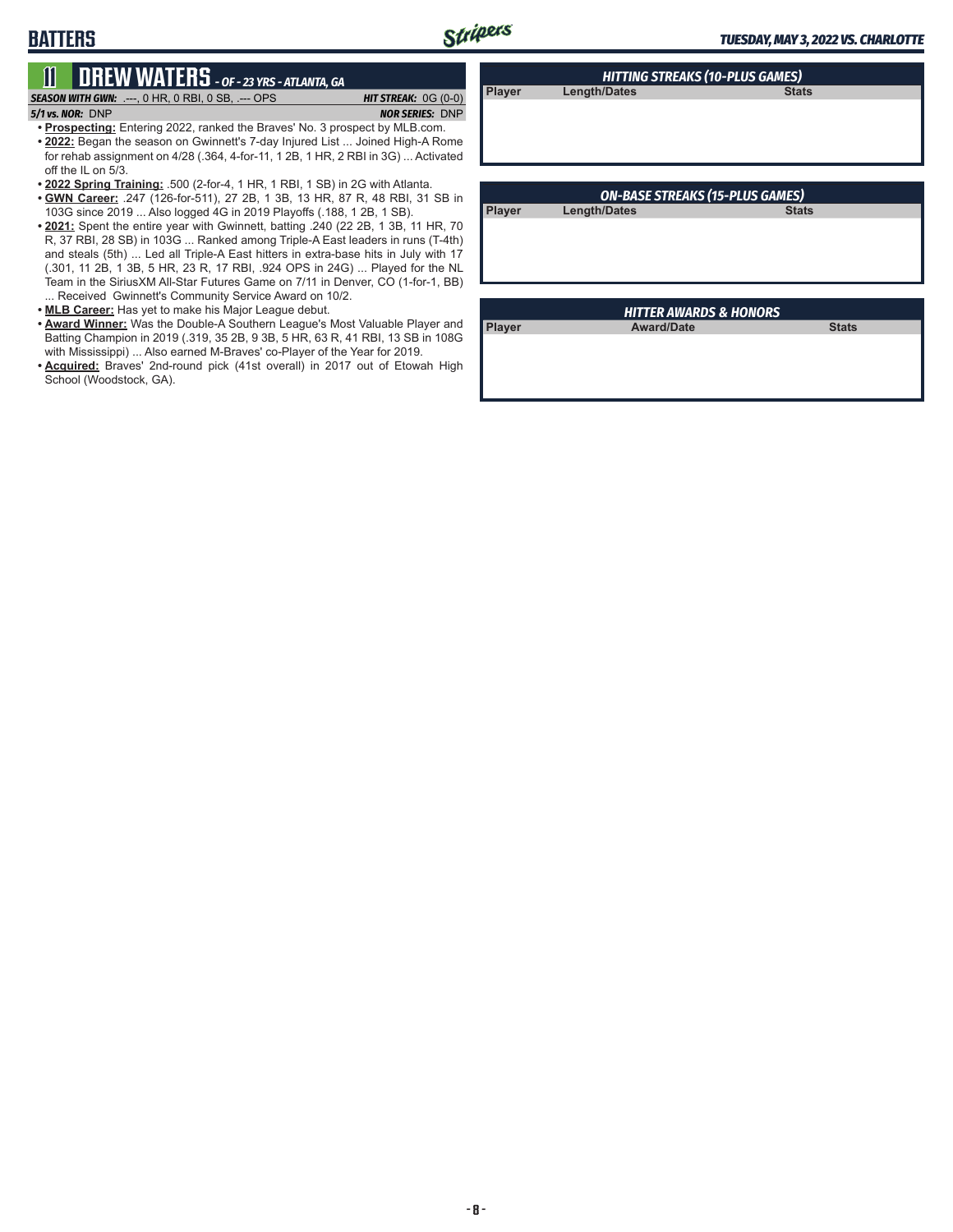# BATTERS

## 11 DREW WATERS - OF - 23 YRS - ATLANTA, GA

***SEASON WITH GWN:*** .---, 0 HR, 0 RBI, 0 SB, .--- OPS — ***HIT STREAK:*** 0G (0-0)

***5/1 vs. NOR:*** DNP — ***NOR SERIES:*** DNP

- **Prospecting:** Entering 2022, ranked the Braves' No. 3 prospect by MLB.com.
- **2022:** Began the season on Gwinnett's 7-day Injured List ... Joined High-A Rome for rehab assignment on 4/28 (.364, 4-for-11, 1 2B, 1 HR, 2 RBI in 3G) ... Activated off the IL on 5/3.
- **2022 Spring Training:** .500 (2-for-4, 1 HR, 1 RBI, 1 SB) in 2G with Atlanta.
- **GWN Career:** .247 (126-for-511), 27 2B, 1 3B, 13 HR, 87 R, 48 RBI, 31 SB in 103G since 2019 ... Also logged 4G in 2019 Playoffs (.188, 1 2B, 1 SB).
- **2021:** Spent the entire year with Gwinnett, batting .240 (22 2B, 1 3B, 11 HR, 70 R, 37 RBI, 28 SB) in 103G ... Ranked among Triple-A East leaders in runs (T-4th) and steals (5th) ... Led all Triple-A East hitters in extra-base hits in July with 17 (.301, 11 2B, 1 3B, 5 HR, 23 R, 17 RBI, .924 OPS in 24G) ... Played for the NL Team in the SiriusXM All-Star Futures Game on 7/11 in Denver, CO (1-for-1, BB) ... Received Gwinnett's Community Service Award on 10/2.
- **MLB Career:** Has yet to make his Major League debut.
- **Award Winner:** Was the Double-A Southern League's Most Valuable Player and Batting Champion in 2019 (.319, 35 2B, 9 3B, 5 HR, 63 R, 41 RBI, 13 SB in 108G with Mississippi) ... Also earned M-Braves' co-Player of the Year for 2019.
- **Acquired:** Braves' 2nd-round pick (41st overall) in 2017 out of Etowah High School (Woodstock, GA).

### HITTING STREAKS (10-PLUS GAMES)

| Player | Length/Dates | Stats |
|---|---|---|

### ON-BASE STREAKS (15-PLUS GAMES)

| Player | Length/Dates | Stats |
|---|---|---|

### HITTER AWARDS & HONORS

| Player | Award/Date | Stats |
|---|---|---|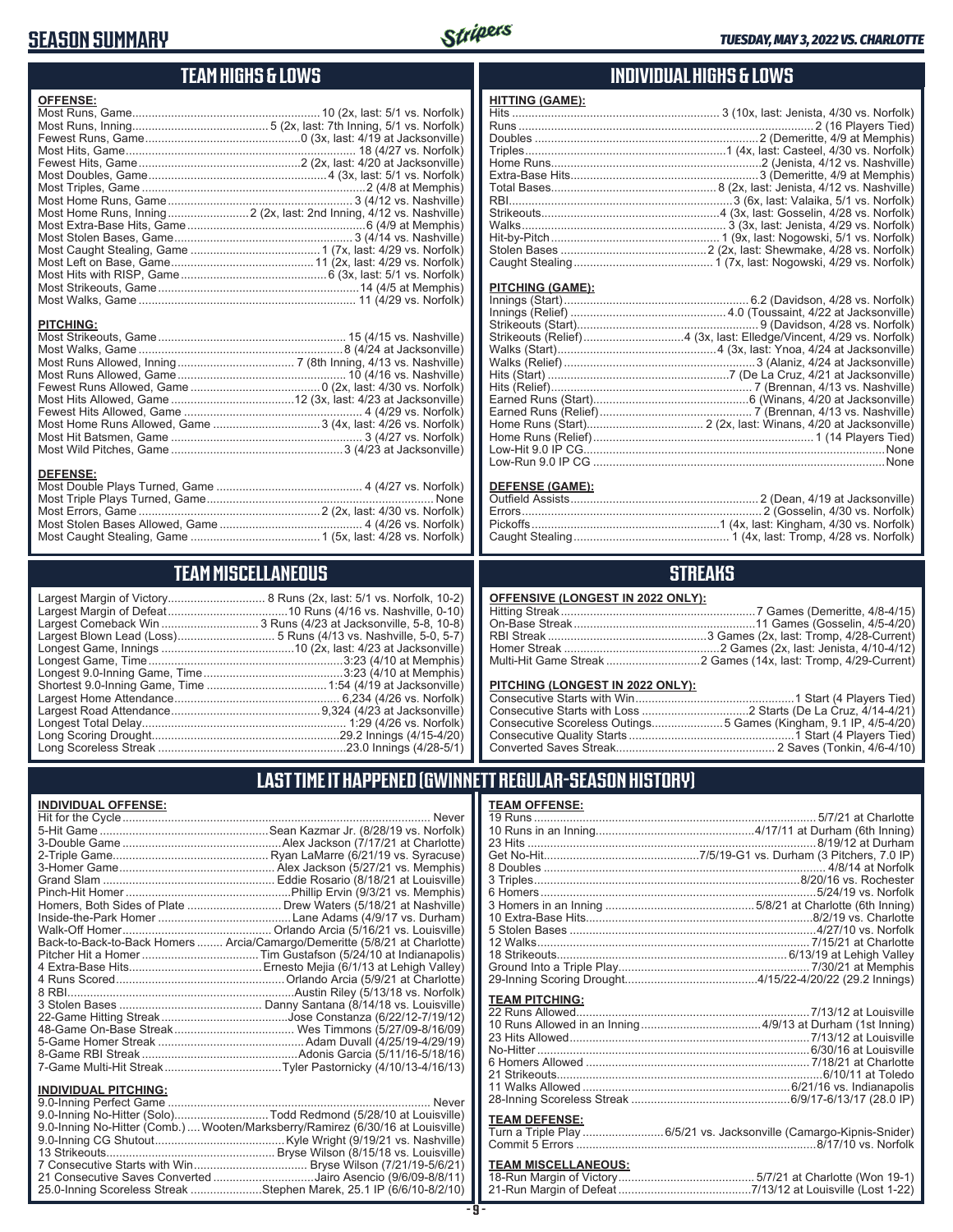# SEASON SUMMARY

*TUESDAY, MAY 3, 2022 VS. CHARLOTTE*

## TEAM HIGHS & LOWS

**OFFENSE:**

| | |
|---|---|
| Most Runs, Game | 10 (2x, last: 5/1 vs. Norfolk) |
| Most Runs, Inning | 5 (2x, last: 7th Inning, 5/1 vs. Norfolk) |
| Fewest Runs, Game | 0 (3x, last: 4/19 at Jacksonville) |
| Most Hits, Game | 18 (4/27 vs. Norfolk) |
| Fewest Hits, Game | 2 (2x, last: 4/20 at Jacksonville) |
| Most Doubles, Game | 4 (3x, last: 5/1 vs. Norfolk) |
| Most Triples, Game | 2 (4/8 at Memphis) |
| Most Home Runs, Game | 3 (4/12 vs. Nashville) |
| Most Home Runs, Inning | 2 (2x, last: 2nd Inning, 4/12 vs. Nashville) |
| Most Extra-Base Hits, Game | 6 (4/9 at Memphis) |
| Most Stolen Bases, Game | 3 (4/14 vs. Nashville) |
| Most Caught Stealing, Game | 1 (7x, last: 4/29 vs. Norfolk) |
| Most Left on Base, Game | 11 (2x, last: 4/29 vs. Norfolk) |
| Most Hits with RISP, Game | 6 (3x, last: 5/1 vs. Norfolk) |
| Most Strikeouts, Game | 14 (4/5 at Memphis) |
| Most Walks, Game | 11 (4/29 vs. Norfolk) |

**PITCHING:**

| | |
|---|---|
| Most Strikeouts, Game | 15 (4/15 vs. Nashville) |
| Most Walks, Game | 8 (4/24 at Jacksonville) |
| Most Runs Allowed, Inning | 7 (8th Inning, 4/13 vs. Nashville) |
| Most Runs Allowed, Game | 10 (4/16 vs. Nashville) |
| Fewest Runs Allowed, Game | 0 (2x, last: 4/30 vs. Norfolk) |
| Most Hits Allowed, Game | 12 (3x, last: 4/23 at Jacksonville) |
| Fewest Hits Allowed, Game | 4 (4/29 vs. Norfolk) |
| Most Home Runs Allowed, Game | 3 (4x, last: 4/26 vs. Norfolk) |
| Most Hit Batsmen, Game | 3 (4/27 vs. Norfolk) |
| Most Wild Pitches, Game | 3 (4/23 at Jacksonville) |

**DEFENSE:**

| | |
|---|---|
| Most Double Plays Turned, Game | 4 (4/27 vs. Norfolk) |
| Most Triple Plays Turned, Game | None |
| Most Errors, Game | 2 (2x, last: 4/30 vs. Norfolk) |
| Most Stolen Bases Allowed, Game | 4 (4/26 vs. Norfolk) |
| Most Caught Stealing, Game | 1 (5x, last: 4/28 vs. Norfolk) |

## INDIVIDUAL HIGHS & LOWS

**HITTING (GAME):**

| | |
|---|---|
| Hits | 3 (10x, last: Jenista, 4/30 vs. Norfolk) |
| Runs | 2 (16 Players Tied) |
| Doubles | 2 (Demeritte, 4/9 at Memphis) |
| Triples | 1 (4x, last: Casteel, 4/30 vs. Norfolk) |
| Home Runs | 2 (Jenista, 4/12 vs. Nashville) |
| Extra-Base Hits | 3 (Demeritte, 4/9 at Memphis) |
| Total Bases | 8 (2x, last: Jenista, 4/12 vs. Nashville) |
| RBI | 3 (6x, last: Valaika, 5/1 vs. Norfolk) |
| Strikeouts | 4 (3x, last: Gosselin, 4/28 vs. Norfolk) |
| Walks | 3 (3x, last: Jenista, 4/29 vs. Norfolk) |
| Hit-by-Pitch | 1 (9x, last: Nogowski, 5/1 vs. Norfolk) |
| Stolen Bases | 2 (2x, last: Shewmake, 4/28 vs. Norfolk) |
| Caught Stealing | 1 (7x, last: Nogowski, 4/29 vs. Norfolk) |

**PITCHING (GAME):**

| | |
|---|---|
| Innings (Start) | 6.2 (Davidson, 4/28 vs. Norfolk) |
| Innings (Relief) | 4.0 (Toussaint, 4/22 at Jacksonville) |
| Strikeouts (Start) | 9 (Davidson, 4/28 vs. Norfolk) |
| Strikeouts (Relief) | 4 (3x, last: Elledge/Vincent, 4/29 vs. Norfolk) |
| Walks (Start) | 4 (3x, last: Ynoa, 4/24 at Jacksonville) |
| Walks (Relief) | 3 (Alaniz, 4/24 at Jacksonville) |
| Hits (Start) | 7 (De La Cruz, 4/21 at Jacksonville) |
| Hits (Relief) | 7 (Brennan, 4/13 vs. Nashville) |
| Earned Runs (Start) | 6 (Winans, 4/20 at Jacksonville) |
| Earned Runs (Relief) | 7 (Brennan, 4/13 vs. Nashville) |
| Home Runs (Start) | 2 (2x, last: Winans, 4/20 at Jacksonville) |
| Home Runs (Relief) | 1 (14 Players Tied) |
| Low-Hit 9.0 IP CG | None |
| Low-Run 9.0 IP CG | None |

**DEFENSE (GAME):**

| | |
|---|---|
| Outfield Assists | 2 (Dean, 4/19 at Jacksonville) |
| Errors | 2 (Gosselin, 4/30 vs. Norfolk) |
| Pickoffs | 1 (4x, last: Kingham, 4/30 vs. Norfolk) |
| Caught Stealing | 1 (4x, last: Tromp, 4/28 vs. Norfolk) |

## TEAM MISCELLANEOUS

| | |
|---|---|
| Largest Margin of Victory | 8 Runs (2x, last: 5/1 vs. Norfolk, 10-2) |
| Largest Margin of Defeat | 10 Runs (4/16 vs. Nashville, 0-10) |
| Largest Comeback Win | 3 Runs (4/23 at Jacksonville, 5-8, 10-8) |
| Largest Blown Lead (Loss) | 5 Runs (4/13 vs. Nashville, 5-0, 5-7) |
| Longest Game, Innings | 10 (2x, last: 4/23 at Jacksonville) |
| Longest Game, Time | 3:23 (4/10 at Memphis) |
| Longest 9.0-Inning Game, Time | 3:23 (4/10 at Memphis) |
| Shortest 9.0-Inning Game, Time | 1:54 (4/19 at Jacksonville) |
| Largest Home Attendance | 6,234 (4/26 vs. Norfolk) |
| Largest Road Attendance | 9,324 (4/23 at Jacksonville) |
| Longest Total Delay | 1:29 (4/26 vs. Norfolk) |
| Long Scoring Drought | 29.2 Innings (4/15-4/20) |
| Long Scoreless Streak | 23.0 Innings (4/28-5/1) |

## STREAKS

**OFFENSIVE (LONGEST IN 2022 ONLY):**

| | |
|---|---|
| Hitting Streak | 7 Games (Demeritte, 4/8-4/15) |
| On-Base Streak | 11 Games (Gosselin, 4/5-4/20) |
| RBI Streak | 3 Games (2x, last: Tromp, 4/28-Current) |
| Homer Streak | 2 Games (2x, last: Jenista, 4/10-4/12) |
| Multi-Hit Game Streak | 2 Games (14x, last: Tromp, 4/29-Current) |

**PITCHING (LONGEST IN 2022 ONLY):**

| | |
|---|---|
| Consecutive Starts with Win | 1 Start (4 Players Tied) |
| Consecutive Starts with Loss | 2 Starts (De La Cruz, 4/14-4/21) |
| Consecutive Scoreless Outings | 5 Games (Kingham, 9.1 IP, 4/5-4/20) |
| Consecutive Quality Starts | 1 Start (4 Players Tied) |
| Converted Saves Streak | 2 Saves (Tonkin, 4/6-4/10) |

## LAST TIME IT HAPPENED (GWINNETT REGULAR-SEASON HISTORY)

**INDIVIDUAL OFFENSE:**

| | |
|---|---|
| Hit for the Cycle | Never |
| 5-Hit Game | Sean Kazmar Jr. (8/28/19 vs. Norfolk) |
| 3-Double Game | Alex Jackson (7/17/21 at Charlotte) |
| 2-Triple Game | Ryan LaMarre (6/21/19 vs. Syracuse) |
| 3-Homer Game | Alex Jackson (5/27/21 vs. Memphis) |
| Grand Slam | Eddie Rosario (8/18/21 at Louisville) |
| Pinch-Hit Homer | Phillip Ervin (9/3/21 vs. Memphis) |
| Homers, Both Sides of Plate | Drew Waters (5/18/21 at Nashville) |
| Inside-the-Park Homer | Lane Adams (4/9/17 vs. Durham) |
| Walk-Off Homer | Orlando Arcia (5/16/21 vs. Louisville) |
| Back-to-Back-to-Back Homers | Arcia/Camargo/Demeritte (5/8/21 at Charlotte) |
| Pitcher Hit a Homer | Tim Gustafson (5/24/10 at Indianapolis) |
| 4 Extra-Base Hits | Ernesto Mejia (6/1/13 at Lehigh Valley) |
| 4 Runs Scored | Orlando Arcia (5/9/21 at Charlotte) |
| 8 RBI | Austin Riley (5/13/18 vs. Norfolk) |
| 3 Stolen Bases | Danny Santana (8/14/18 vs. Louisville) |
| 22-Game Hitting Streak | Jose Constanza (6/22/12-7/19/12) |
| 48-Game On-Base Streak | Wes Timmons (5/27/09-8/16/09) |
| 5-Game Homer Streak | Adam Duvall (4/25/19-4/29/19) |
| 8-Game RBI Streak | Adonis Garcia (5/11/16-5/18/16) |
| 7-Game Multi-Hit Streak | Tyler Pastornicky (4/10/13-4/16/13) |

**INDIVIDUAL PITCHING:**

| | |
|---|---|
| 9.0-Inning Perfect Game | Never |
| 9.0-Inning No-Hitter (Solo) | Todd Redmond (5/28/10 at Louisville) |
| 9.0-Inning No-Hitter (Comb.) | Wooten/Marksberry/Ramirez (6/30/16 at Louisville) |
| 9.0-Inning CG Shutout | Kyle Wright (9/19/21 vs. Nashville) |
| 13 Strikeouts | Bryse Wilson (8/15/18 vs. Louisville) |
| 7 Consecutive Starts with Win | Bryse Wilson (7/21/19-5/6/21) |
| 21 Consecutive Saves Converted | Jairo Asencio (9/6/09-8/8/11) |
| 25.0-Inning Scoreless Streak | Stephen Marek, 25.1 IP (6/6/10-8/2/10) |

**TEAM OFFENSE:**

| | |
|---|---|
| 19 Runs | 5/7/21 at Charlotte |
| 10 Runs in an Inning | 4/17/11 at Durham (6th Inning) |
| 23 Hits | 8/19/12 at Durham |
| Get No-Hit | 7/5/19-G1 vs. Durham (3 Pitchers, 7.0 IP) |
| 8 Doubles | 4/8/14 at Norfolk |
| 3 Triples | 8/20/16 vs. Rochester |
| 6 Homers | 5/24/19 vs. Norfolk |
| 3 Homers in an Inning | 5/8/21 at Charlotte (6th Inning) |
| 10 Extra-Base Hits | 8/2/19 vs. Charlotte |
| 5 Stolen Bases | 4/27/10 vs. Norfolk |
| 12 Walks | 7/15/21 at Charlotte |
| 18 Strikeouts | 6/13/19 at Lehigh Valley |
| Ground Into a Triple Play | 7/30/21 at Memphis |
| 29-Inning Scoring Drought | 4/15/22-4/20/22 (29.2 Innings) |

**TEAM PITCHING:**

| | |
|---|---|
| 22 Runs Allowed | 7/13/12 at Louisville |
| 10 Runs Allowed in an Inning | 4/9/13 at Durham (1st Inning) |
| 23 Hits Allowed | 7/13/12 at Louisville |
| No-Hitter | 6/30/16 at Louisville |
| 6 Homers Allowed | 7/18/21 at Charlotte |
| 21 Strikeouts | 6/10/11 at Toledo |
| 11 Walks Allowed | 6/21/16 vs. Indianapolis |
| 28-Inning Scoreless Streak | 6/9/17-6/13/17 (28.0 IP) |

**TEAM DEFENSE:**

| | |
|---|---|
| Turn a Triple Play | 6/5/21 vs. Jacksonville (Camargo-Kipnis-Snider) |
| Commit 5 Errors | 8/17/10 vs. Norfolk |

**TEAM MISCELLANEOUS:**

| | |
|---|---|
| 18-Run Margin of Victory | 5/7/21 at Charlotte (Won 19-1) |
| 21-Run Margin of Defeat | 7/13/12 at Louisville (Lost 1-22) |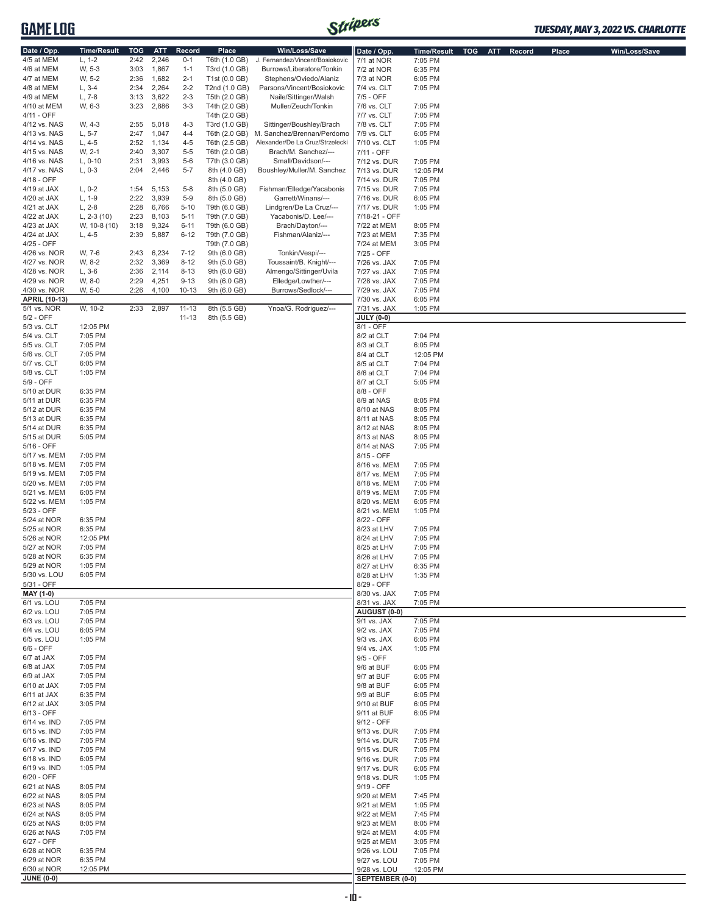# GAME LOG

*TUESDAY, MAY 3, 2022 VS. CHARLOTTE*

| Date / Opp. | Time/Result | TOG | ATT | Record | Place | Win/Loss/Save |
|---|---|---|---|---|---|---|
| 4/5 at MEM | L, 1-2 | 2:42 | 2,246 | 0-1 | T6th (1.0 GB) | J. Fernandez/Vincent/Bosiokovic |
| 4/6 at MEM | W, 5-3 | 3:03 | 1,867 | 1-1 | T3rd (1.0 GB) | Burrows/Liberatore/Tonkin |
| 4/7 at MEM | W, 5-2 | 2:36 | 1,682 | 2-1 | T1st (0.0 GB) | Stephens/Oviedo/Alaniz |
| 4/8 at MEM | L, 3-4 | 2:34 | 2,264 | 2-2 | T2nd (1.0 GB) | Parsons/Vincent/Bosiokovic |
| 4/9 at MEM | L, 7-8 | 3:13 | 3,622 | 2-3 | T5th (2.0 GB) | Naile/Sittinger/Walsh |
| 4/10 at MEM | W, 6-3 | 3:23 | 2,886 | 3-3 | T4th (2.0 GB) | Muller/Zeuch/Tonkin |
| 4/11 - OFF | | | | | T4th (2.0 GB) | |
| 4/12 vs. NAS | W, 4-3 | 2:55 | 5,018 | 4-3 | T3rd (1.0 GB) | Sittinger/Boushley/Brach |
| 4/13 vs. NAS | L, 5-7 | 2:47 | 1,047 | 4-4 | T6th (2.0 GB) | M. Sanchez/Brennan/Perdomo |
| 4/14 vs. NAS | L, 4-5 | 2:52 | 1,134 | 4-5 | T6th (2.5 GB) | Alexander/De La Cruz/Strzelecki |
| 4/15 vs. NAS | W, 2-1 | 2:40 | 3,307 | 5-5 | T6th (2.0 GB) | Brach/M. Sanchez/--- |
| 4/16 vs. NAS | L, 0-10 | 2:31 | 3,993 | 5-6 | T7th (3.0 GB) | Small/Davidson/--- |
| 4/17 vs. NAS | L, 0-3 | 2:04 | 2,446 | 5-7 | 8th (4.0 GB) | Boushley/Muller/M. Sanchez |
| 4/18 - OFF | | | | | 8th (4.0 GB) | |
| 4/19 at JAX | L, 0-2 | 1:54 | 5,153 | 5-8 | 8th (5.0 GB) | Fishman/Elledge/Yacabonis |
| 4/20 at JAX | L, 1-9 | 2:22 | 3,939 | 5-9 | 8th (5.0 GB) | Garrett/Winans/--- |
| 4/21 at JAX | L, 2-8 | 2:28 | 6,766 | 5-10 | T9th (6.0 GB) | Lindgren/De La Cruz/--- |
| 4/22 at JAX | L, 2-3 (10) | 2:23 | 8,103 | 5-11 | T9th (7.0 GB) | Yacabonis/D. Lee/--- |
| 4/23 at JAX | W, 10-8 (10) | 3:18 | 9,324 | 6-11 | T9th (6.0 GB) | Brach/Dayton/--- |
| 4/24 at JAX | L, 4-5 | 2:39 | 5,887 | 6-12 | T9th (7.0 GB) | Fishman/Alaniz/--- |
| 4/25 - OFF | | | | | T9th (7.0 GB) | |
| 4/26 vs. NOR | W, 7-6 | 2:43 | 6,234 | 7-12 | 9th (6.0 GB) | Tonkin/Vespi/--- |
| 4/27 vs. NOR | W, 8-2 | 2:32 | 3,369 | 8-12 | 9th (5.0 GB) | Toussaint/B. Knight/--- |
| 4/28 vs. NOR | L, 3-6 | 2:36 | 2,114 | 8-13 | 9th (6.0 GB) | Almengo/Sittinger/Uvila |
| 4/29 vs. NOR | W, 8-0 | 2:29 | 4,251 | 9-13 | 9th (6.0 GB) | Elledge/Lowther/--- |
| 4/30 vs. NOR | W, 5-0 | 2:26 | 4,100 | 10-13 | 9th (6.0 GB) | Burrows/Sedlock/--- |
| **APRIL (10-13)** | | | | | | |
| 5/1 vs. NOR | W, 10-2 | 2:33 | 2,897 | 11-13 | 8th (5.5 GB) | Ynoa/G. Rodriguez/--- |
| 5/2 - OFF | | | | 11-13 | 8th (5.5 GB) | |
| 5/3 vs. CLT | 12:05 PM | | | | | |
| 5/4 vs. CLT | 7:05 PM | | | | | |
| 5/5 vs. CLT | 7:05 PM | | | | | |
| 5/6 vs. CLT | 7:05 PM | | | | | |
| 5/7 vs. CLT | 6:05 PM | | | | | |
| 5/8 vs. CLT | 1:05 PM | | | | | |
| 5/9 - OFF | | | | | | |
| 5/10 at DUR | 6:35 PM | | | | | |
| 5/11 at DUR | 6:35 PM | | | | | |
| 5/12 at DUR | 6:35 PM | | | | | |
| 5/13 at DUR | 6:35 PM | | | | | |
| 5/14 at DUR | 6:35 PM | | | | | |
| 5/15 at DUR | 5:05 PM | | | | | |
| 5/16 - OFF | | | | | | |
| 5/17 vs. MEM | 7:05 PM | | | | | |
| 5/18 vs. MEM | 7:05 PM | | | | | |
| 5/19 vs. MEM | 7:05 PM | | | | | |
| 5/20 vs. MEM | 7:05 PM | | | | | |
| 5/21 vs. MEM | 6:05 PM | | | | | |
| 5/22 vs. MEM | 1:05 PM | | | | | |
| 5/23 - OFF | | | | | | |
| 5/24 at NOR | 6:35 PM | | | | | |
| 5/25 at NOR | 6:35 PM | | | | | |
| 5/26 at NOR | 12:05 PM | | | | | |
| 5/27 at NOR | 7:05 PM | | | | | |
| 5/28 at NOR | 6:35 PM | | | | | |
| 5/29 at NOR | 1:05 PM | | | | | |
| 5/30 vs. LOU | 6:05 PM | | | | | |
| 5/31 - OFF | | | | | | |
| **MAY (1-0)** | | | | | | |
| 6/1 vs. LOU | 7:05 PM | | | | | |
| 6/2 vs. LOU | 7:05 PM | | | | | |
| 6/3 vs. LOU | 7:05 PM | | | | | |
| 6/4 vs. LOU | 6:05 PM | | | | | |
| 6/5 vs. LOU | 1:05 PM | | | | | |
| 6/6 - OFF | | | | | | |
| 6/7 at JAX | 7:05 PM | | | | | |
| 6/8 at JAX | 7:05 PM | | | | | |
| 6/9 at JAX | 7:05 PM | | | | | |
| 6/10 at JAX | 7:05 PM | | | | | |
| 6/11 at JAX | 6:35 PM | | | | | |
| 6/12 at JAX | 3:05 PM | | | | | |
| 6/13 - OFF | | | | | | |
| 6/14 vs. IND | 7:05 PM | | | | | |
| 6/15 vs. IND | 7:05 PM | | | | | |
| 6/16 vs. IND | 7:05 PM | | | | | |
| 6/17 vs. IND | 7:05 PM | | | | | |
| 6/18 vs. IND | 6:05 PM | | | | | |
| 6/19 vs. IND | 1:05 PM | | | | | |
| 6/20 - OFF | | | | | | |
| 6/21 at NAS | 8:05 PM | | | | | |
| 6/22 at NAS | 8:05 PM | | | | | |
| 6/23 at NAS | 8:05 PM | | | | | |
| 6/24 at NAS | 8:05 PM | | | | | |
| 6/25 at NAS | 8:05 PM | | | | | |
| 6/26 at NAS | 7:05 PM | | | | | |
| 6/27 - OFF | | | | | | |
| 6/28 at NOR | 6:35 PM | | | | | |
| 6/29 at NOR | 6:35 PM | | | | | |
| 6/30 at NOR | 12:05 PM | | | | | |
| **JUNE (0-0)** | | | | | | |

| Date / Opp. | Time/Result | TOG | ATT | Record | Place | Win/Loss/Save |
|---|---|---|---|---|---|---|
| 7/1 at NOR | 7:05 PM | | | | | |
| 7/2 at NOR | 6:35 PM | | | | | |
| 7/3 at NOR | 6:05 PM | | | | | |
| 7/4 vs. CLT | 7:05 PM | | | | | |
| 7/5 - OFF | | | | | | |
| 7/6 vs. CLT | 7:05 PM | | | | | |
| 7/7 vs. CLT | 7:05 PM | | | | | |
| 7/8 vs. CLT | 7:05 PM | | | | | |
| 7/9 vs. CLT | 6:05 PM | | | | | |
| 7/10 vs. CLT | 1:05 PM | | | | | |
| 7/11 - OFF | | | | | | |
| 7/12 vs. DUR | 7:05 PM | | | | | |
| 7/13 vs. DUR | 12:05 PM | | | | | |
| 7/14 vs. DUR | 7:05 PM | | | | | |
| 7/15 vs. DUR | 7:05 PM | | | | | |
| 7/16 vs. DUR | 6:05 PM | | | | | |
| 7/17 vs. DUR | 1:05 PM | | | | | |
| 7/18-21 - OFF | | | | | | |
| 7/22 at MEM | 8:05 PM | | | | | |
| 7/23 at MEM | 7:35 PM | | | | | |
| 7/24 at MEM | 3:05 PM | | | | | |
| 7/25 - OFF | | | | | | |
| 7/26 vs. JAX | 7:05 PM | | | | | |
| 7/27 vs. JAX | 7:05 PM | | | | | |
| 7/28 vs. JAX | 7:05 PM | | | | | |
| 7/29 vs. JAX | 7:05 PM | | | | | |
| 7/30 vs. JAX | 6:05 PM | | | | | |
| 7/31 vs. JAX | 1:05 PM | | | | | |
| **JULY (0-0)** | | | | | | |
| 8/1 - OFF | | | | | | |
| 8/2 at CLT | 7:04 PM | | | | | |
| 8/3 at CLT | 6:05 PM | | | | | |
| 8/4 at CLT | 12:05 PM | | | | | |
| 8/5 at CLT | 7:04 PM | | | | | |
| 8/6 at CLT | 7:04 PM | | | | | |
| 8/7 at CLT | 5:05 PM | | | | | |
| 8/8 - OFF | | | | | | |
| 8/9 at NAS | 8:05 PM | | | | | |
| 8/10 at NAS | 8:05 PM | | | | | |
| 8/11 at NAS | 8:05 PM | | | | | |
| 8/12 at NAS | 8:05 PM | | | | | |
| 8/13 at NAS | 8:05 PM | | | | | |
| 8/14 at NAS | 7:05 PM | | | | | |
| 8/15 - OFF | | | | | | |
| 8/16 vs. MEM | 7:05 PM | | | | | |
| 8/17 vs. MEM | 7:05 PM | | | | | |
| 8/18 vs. MEM | 7:05 PM | | | | | |
| 8/19 vs. MEM | 7:05 PM | | | | | |
| 8/20 vs. MEM | 6:05 PM | | | | | |
| 8/21 vs. MEM | 1:05 PM | | | | | |
| 8/22 - OFF | | | | | | |
| 8/23 at LHV | 7:05 PM | | | | | |
| 8/24 at LHV | 7:05 PM | | | | | |
| 8/25 at LHV | 7:05 PM | | | | | |
| 8/26 at LHV | 7:05 PM | | | | | |
| 8/27 at LHV | 6:35 PM | | | | | |
| 8/28 at LHV | 1:35 PM | | | | | |
| 8/29 - OFF | | | | | | |
| 8/30 vs. JAX | 7:05 PM | | | | | |
| 8/31 vs. JAX | 7:05 PM | | | | | |
| **AUGUST (0-0)** | | | | | | |
| 9/1 vs. JAX | 7:05 PM | | | | | |
| 9/2 vs. JAX | 7:05 PM | | | | | |
| 9/3 vs. JAX | 6:05 PM | | | | | |
| 9/4 vs. JAX | 1:05 PM | | | | | |
| 9/5 - OFF | | | | | | |
| 9/6 at BUF | 6:05 PM | | | | | |
| 9/7 at BUF | 6:05 PM | | | | | |
| 9/8 at BUF | 6:05 PM | | | | | |
| 9/9 at BUF | 6:05 PM | | | | | |
| 9/10 at BUF | 6:05 PM | | | | | |
| 9/11 at BUF | 6:05 PM | | | | | |
| 9/12 - OFF | | | | | | |
| 9/13 vs. DUR | 7:05 PM | | | | | |
| 9/14 vs. DUR | 7:05 PM | | | | | |
| 9/15 vs. DUR | 7:05 PM | | | | | |
| 9/16 vs. DUR | 7:05 PM | | | | | |
| 9/17 vs. DUR | 6:05 PM | | | | | |
| 9/18 vs. DUR | 1:05 PM | | | | | |
| 9/19 - OFF | | | | | | |
| 9/20 at MEM | 7:45 PM | | | | | |
| 9/21 at MEM | 1:05 PM | | | | | |
| 9/22 at MEM | 7:45 PM | | | | | |
| 9/23 at MEM | 8:05 PM | | | | | |
| 9/24 at MEM | 4:05 PM | | | | | |
| 9/25 at MEM | 3:05 PM | | | | | |
| 9/26 vs. LOU | 7:05 PM | | | | | |
| 9/27 vs. LOU | 7:05 PM | | | | | |
| 9/28 vs. LOU | 12:05 PM | | | | | |
| **SEPTEMBER (0-0)** | | | | | | |